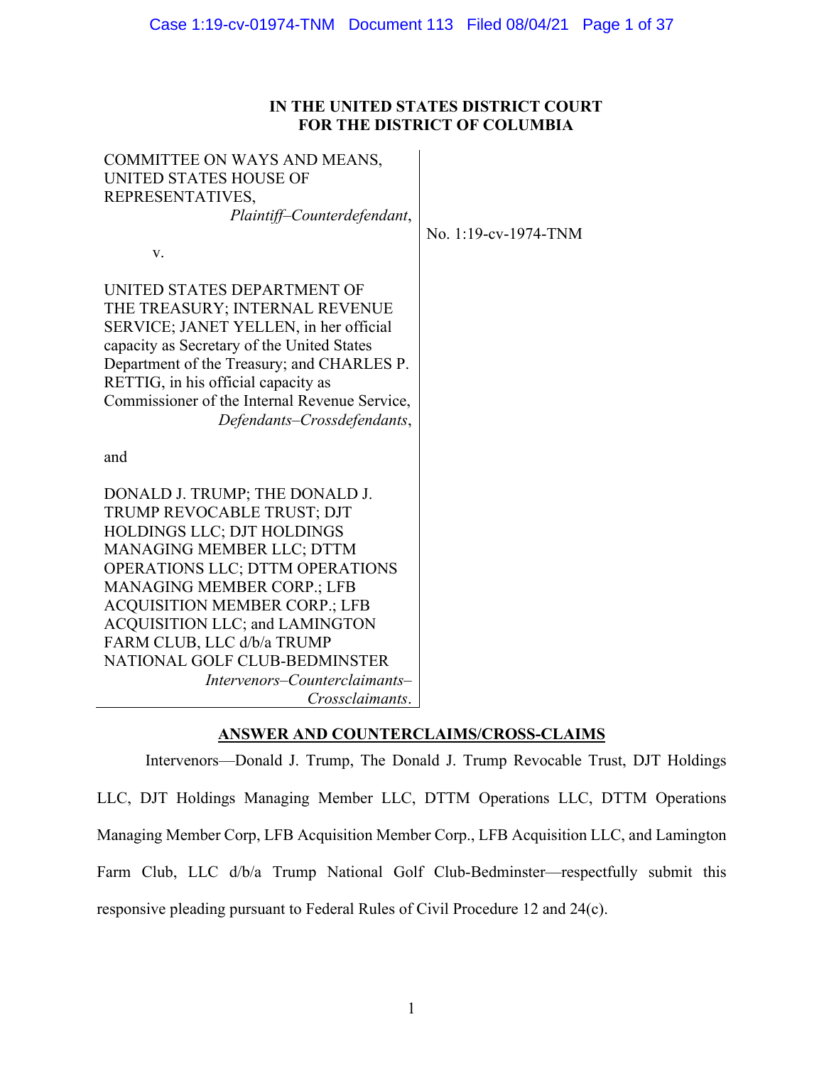**IN THE UNITED STATES DISTRICT COURT**
**FOR THE DISTRICT OF COLUMBIA**

| | |
|---|---|
| COMMITTEE ON WAYS AND MEANS, UNITED STATES HOUSE OF REPRESENTATIVES, *Plaintiff–Counterdefendant*,<br><br>v.<br><br>UNITED STATES DEPARTMENT OF THE TREASURY; INTERNAL REVENUE SERVICE; JANET YELLEN, in her official capacity as Secretary of the United States Department of the Treasury; and CHARLES P. RETTIG, in his official capacity as Commissioner of the Internal Revenue Service, *Defendants–Crossdefendants*,<br><br>and<br><br>DONALD J. TRUMP; THE DONALD J. TRUMP REVOCABLE TRUST; DJT HOLDINGS LLC; DJT HOLDINGS MANAGING MEMBER LLC; DTTM OPERATIONS LLC; DTTM OPERATIONS MANAGING MEMBER CORP.; LFB ACQUISITION MEMBER CORP.; LFB ACQUISITION LLC; and LAMINGTON FARM CLUB, LLC d/b/a TRUMP NATIONAL GOLF CLUB-BEDMINSTER *Intervenors–Counterclaimants–Crossclaimants*. | No. 1:19-cv-1974-TNM |

**ANSWER AND COUNTERCLAIMS/CROSS-CLAIMS**

Intervenors—Donald J. Trump, The Donald J. Trump Revocable Trust, DJT Holdings LLC, DJT Holdings Managing Member LLC, DTTM Operations LLC, DTTM Operations Managing Member Corp, LFB Acquisition Member Corp., LFB Acquisition LLC, and Lamington Farm Club, LLC d/b/a Trump National Golf Club-Bedminster—respectfully submit this responsive pleading pursuant to Federal Rules of Civil Procedure 12 and 24(c).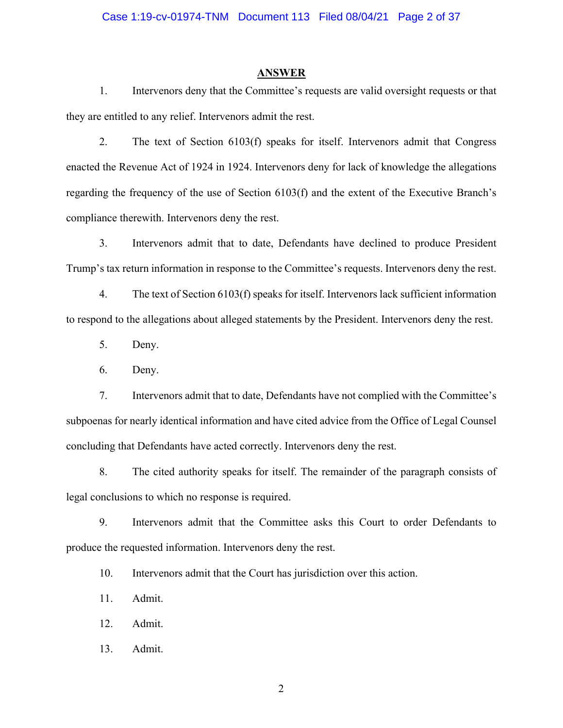## ANSWER

1. Intervenors deny that the Committee's requests are valid oversight requests or that they are entitled to any relief. Intervenors admit the rest.

2. The text of Section 6103(f) speaks for itself. Intervenors admit that Congress enacted the Revenue Act of 1924 in 1924. Intervenors deny for lack of knowledge the allegations regarding the frequency of the use of Section 6103(f) and the extent of the Executive Branch's compliance therewith. Intervenors deny the rest.

3. Intervenors admit that to date, Defendants have declined to produce President Trump's tax return information in response to the Committee's requests. Intervenors deny the rest.

4. The text of Section 6103(f) speaks for itself. Intervenors lack sufficient information to respond to the allegations about alleged statements by the President. Intervenors deny the rest.

5. Deny.

6. Deny.

7. Intervenors admit that to date, Defendants have not complied with the Committee's subpoenas for nearly identical information and have cited advice from the Office of Legal Counsel concluding that Defendants have acted correctly. Intervenors deny the rest.

8. The cited authority speaks for itself. The remainder of the paragraph consists of legal conclusions to which no response is required.

9. Intervenors admit that the Committee asks this Court to order Defendants to produce the requested information. Intervenors deny the rest.

10. Intervenors admit that the Court has jurisdiction over this action.

11. Admit.

12. Admit.

13. Admit.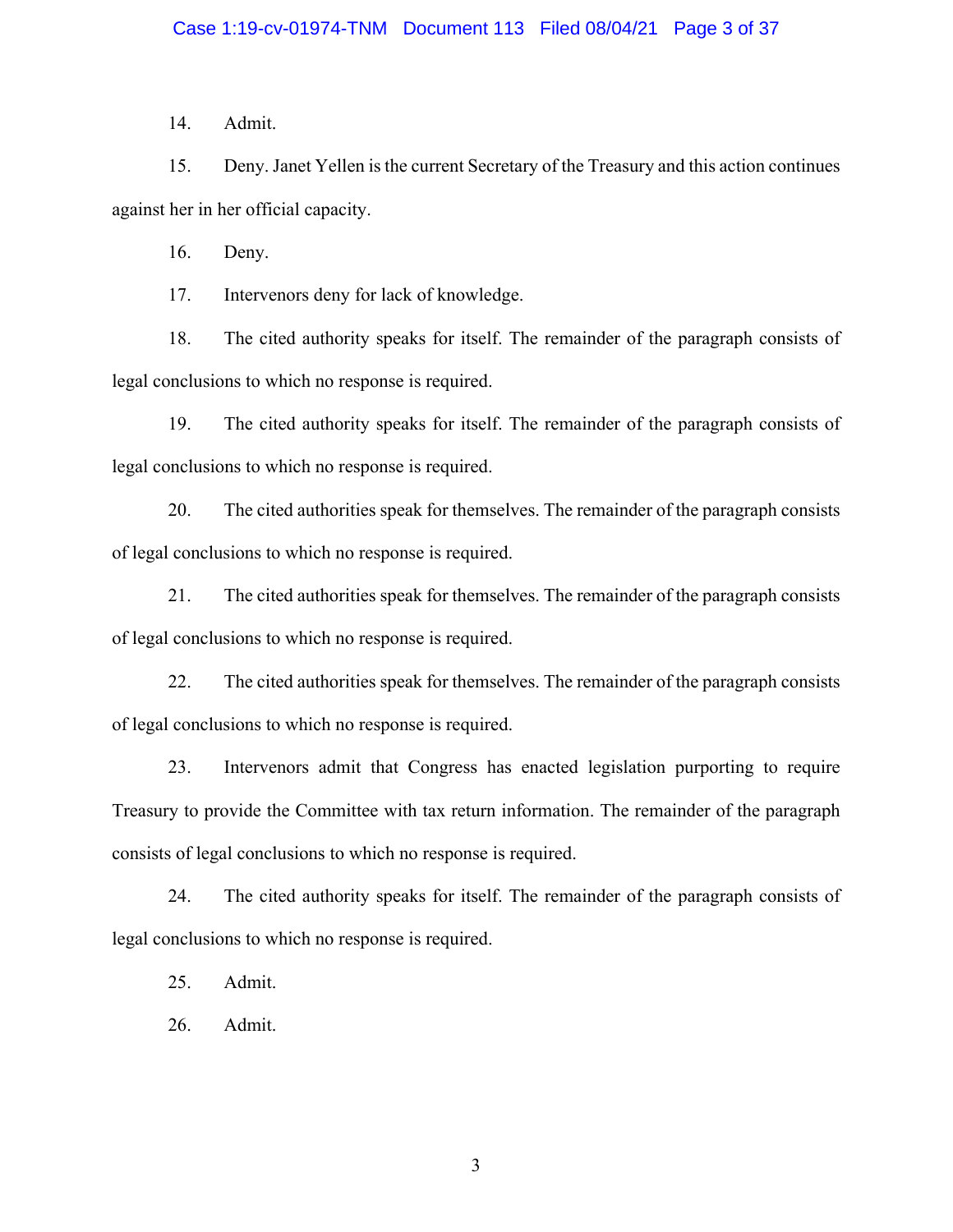14. Admit.

15. Deny. Janet Yellen is the current Secretary of the Treasury and this action continues against her in her official capacity.

16. Deny.

17. Intervenors deny for lack of knowledge.

18. The cited authority speaks for itself. The remainder of the paragraph consists of legal conclusions to which no response is required.

19. The cited authority speaks for itself. The remainder of the paragraph consists of legal conclusions to which no response is required.

20. The cited authorities speak for themselves. The remainder of the paragraph consists of legal conclusions to which no response is required.

21. The cited authorities speak for themselves. The remainder of the paragraph consists of legal conclusions to which no response is required.

22. The cited authorities speak for themselves. The remainder of the paragraph consists of legal conclusions to which no response is required.

23. Intervenors admit that Congress has enacted legislation purporting to require Treasury to provide the Committee with tax return information. The remainder of the paragraph consists of legal conclusions to which no response is required.

24. The cited authority speaks for itself. The remainder of the paragraph consists of legal conclusions to which no response is required.

25. Admit.

26. Admit.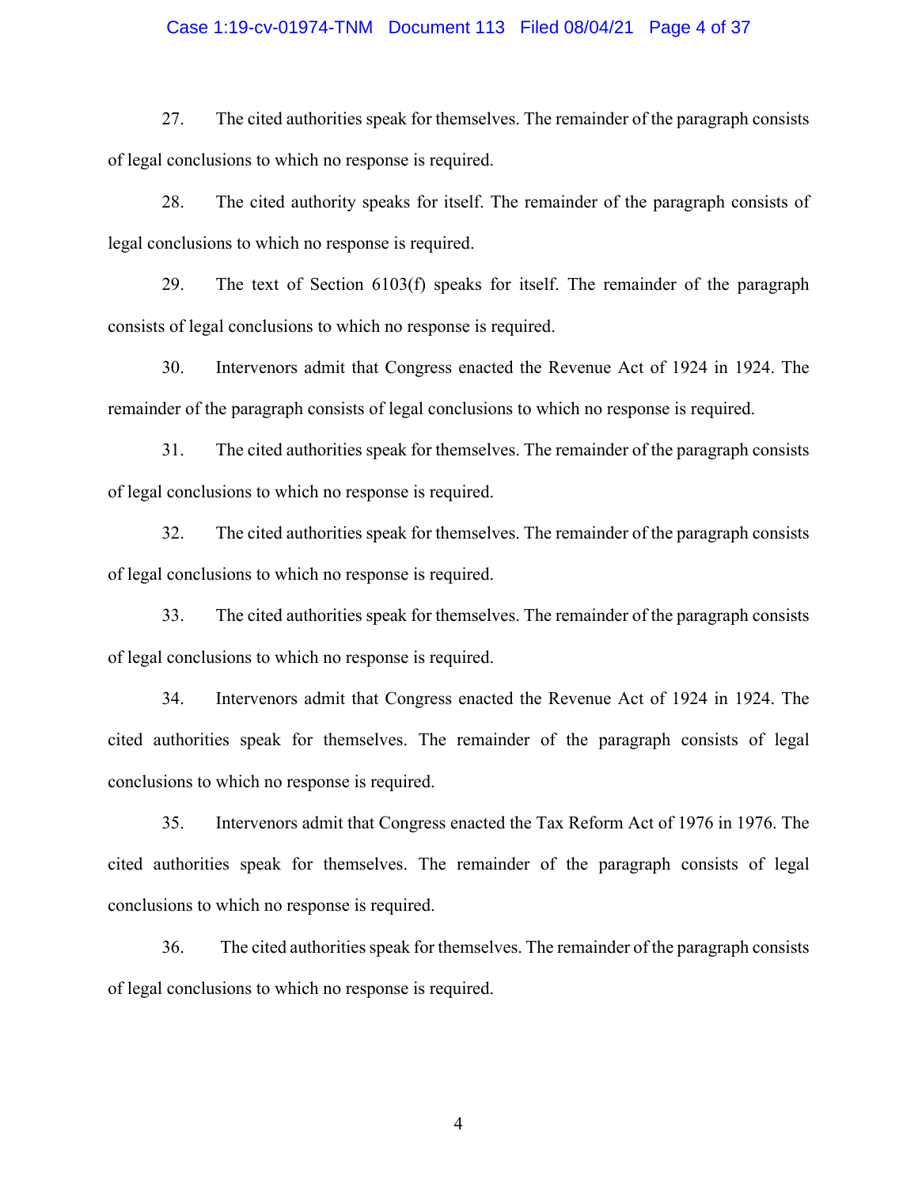27. The cited authorities speak for themselves. The remainder of the paragraph consists of legal conclusions to which no response is required.

28. The cited authority speaks for itself. The remainder of the paragraph consists of legal conclusions to which no response is required.

29. The text of Section 6103(f) speaks for itself. The remainder of the paragraph consists of legal conclusions to which no response is required.

30. Intervenors admit that Congress enacted the Revenue Act of 1924 in 1924. The remainder of the paragraph consists of legal conclusions to which no response is required.

31. The cited authorities speak for themselves. The remainder of the paragraph consists of legal conclusions to which no response is required.

32. The cited authorities speak for themselves. The remainder of the paragraph consists of legal conclusions to which no response is required.

33. The cited authorities speak for themselves. The remainder of the paragraph consists of legal conclusions to which no response is required.

34. Intervenors admit that Congress enacted the Revenue Act of 1924 in 1924. The cited authorities speak for themselves. The remainder of the paragraph consists of legal conclusions to which no response is required.

35. Intervenors admit that Congress enacted the Tax Reform Act of 1976 in 1976. The cited authorities speak for themselves. The remainder of the paragraph consists of legal conclusions to which no response is required.

36. The cited authorities speak for themselves. The remainder of the paragraph consists of legal conclusions to which no response is required.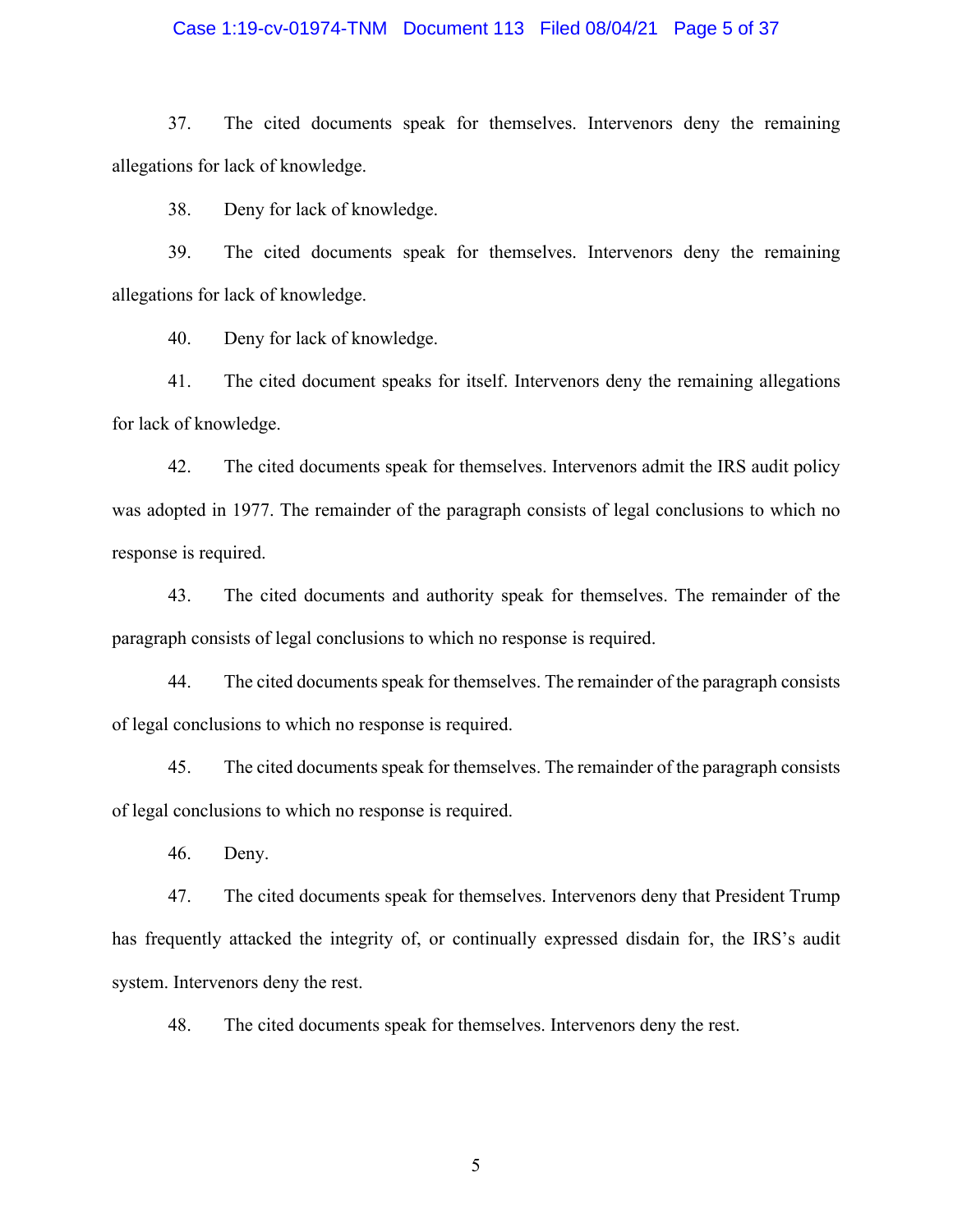37. The cited documents speak for themselves. Intervenors deny the remaining allegations for lack of knowledge.

38. Deny for lack of knowledge.

39. The cited documents speak for themselves. Intervenors deny the remaining allegations for lack of knowledge.

40. Deny for lack of knowledge.

41. The cited document speaks for itself. Intervenors deny the remaining allegations for lack of knowledge.

42. The cited documents speak for themselves. Intervenors admit the IRS audit policy was adopted in 1977. The remainder of the paragraph consists of legal conclusions to which no response is required.

43. The cited documents and authority speak for themselves. The remainder of the paragraph consists of legal conclusions to which no response is required.

44. The cited documents speak for themselves. The remainder of the paragraph consists of legal conclusions to which no response is required.

45. The cited documents speak for themselves. The remainder of the paragraph consists of legal conclusions to which no response is required.

46. Deny.

47. The cited documents speak for themselves. Intervenors deny that President Trump has frequently attacked the integrity of, or continually expressed disdain for, the IRS's audit system. Intervenors deny the rest.

48. The cited documents speak for themselves. Intervenors deny the rest.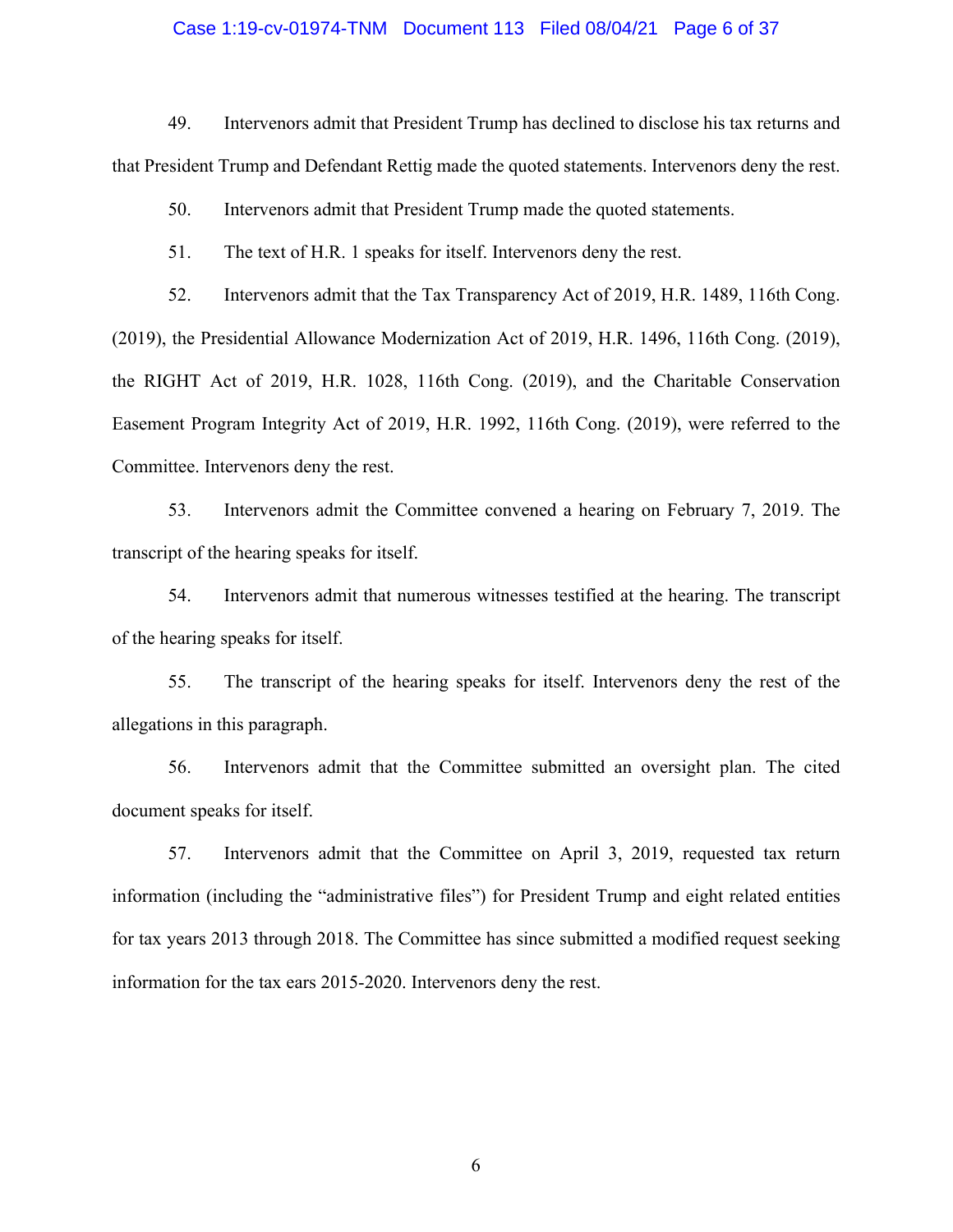49. Intervenors admit that President Trump has declined to disclose his tax returns and that President Trump and Defendant Rettig made the quoted statements. Intervenors deny the rest.

50. Intervenors admit that President Trump made the quoted statements.

51. The text of H.R. 1 speaks for itself. Intervenors deny the rest.

52. Intervenors admit that the Tax Transparency Act of 2019, H.R. 1489, 116th Cong. (2019), the Presidential Allowance Modernization Act of 2019, H.R. 1496, 116th Cong. (2019), the RIGHT Act of 2019, H.R. 1028, 116th Cong. (2019), and the Charitable Conservation Easement Program Integrity Act of 2019, H.R. 1992, 116th Cong. (2019), were referred to the Committee. Intervenors deny the rest.

53. Intervenors admit the Committee convened a hearing on February 7, 2019. The transcript of the hearing speaks for itself.

54. Intervenors admit that numerous witnesses testified at the hearing. The transcript of the hearing speaks for itself.

55. The transcript of the hearing speaks for itself. Intervenors deny the rest of the allegations in this paragraph.

56. Intervenors admit that the Committee submitted an oversight plan. The cited document speaks for itself.

57. Intervenors admit that the Committee on April 3, 2019, requested tax return information (including the "administrative files") for President Trump and eight related entities for tax years 2013 through 2018. The Committee has since submitted a modified request seeking information for the tax ears 2015-2020. Intervenors deny the rest.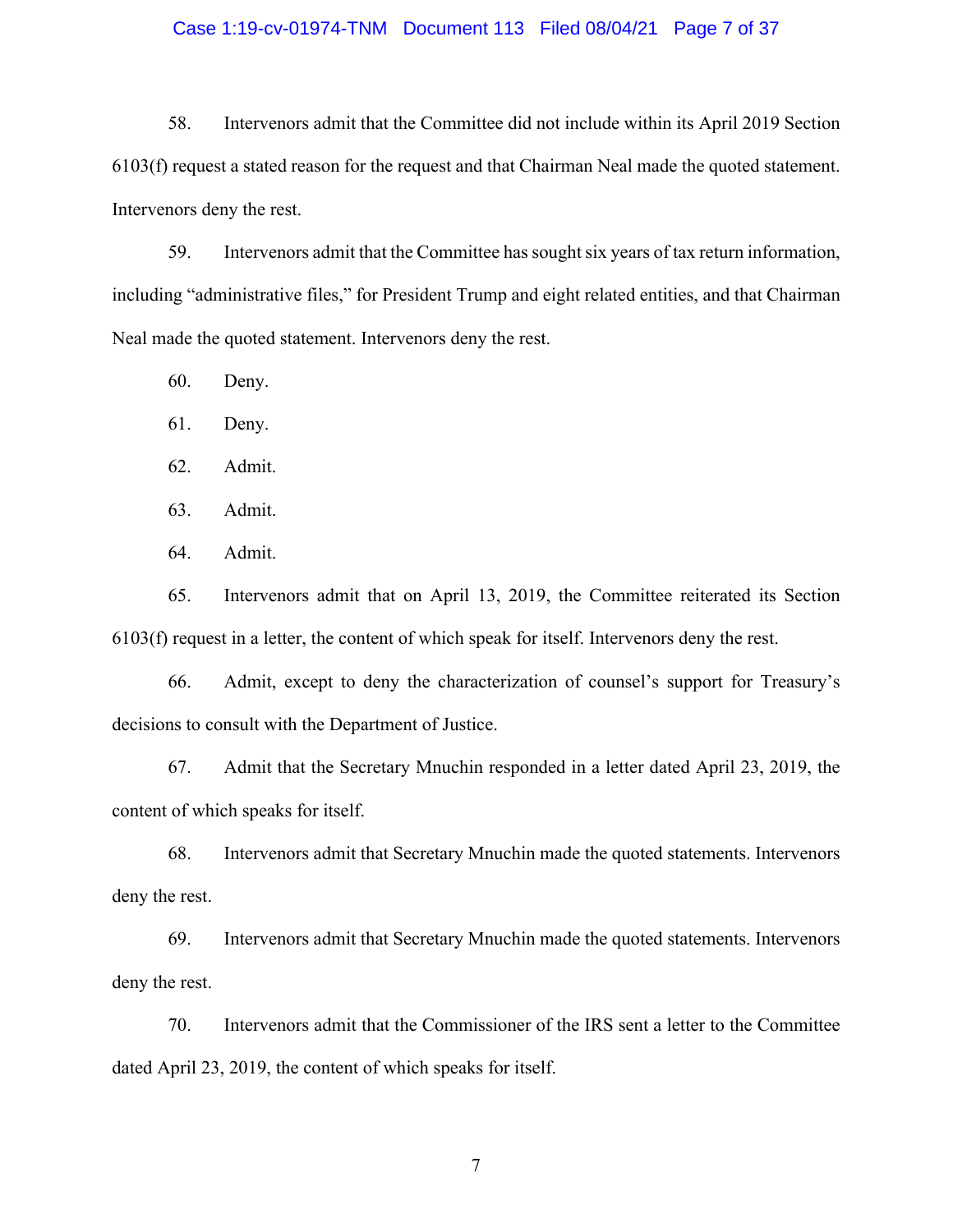58. Intervenors admit that the Committee did not include within its April 2019 Section 6103(f) request a stated reason for the request and that Chairman Neal made the quoted statement. Intervenors deny the rest.

59. Intervenors admit that the Committee has sought six years of tax return information, including "administrative files," for President Trump and eight related entities, and that Chairman Neal made the quoted statement. Intervenors deny the rest.

60. Deny.

61. Deny.

62. Admit.

63. Admit.

64. Admit.

65. Intervenors admit that on April 13, 2019, the Committee reiterated its Section 6103(f) request in a letter, the content of which speak for itself. Intervenors deny the rest.

66. Admit, except to deny the characterization of counsel's support for Treasury's decisions to consult with the Department of Justice.

67. Admit that the Secretary Mnuchin responded in a letter dated April 23, 2019, the content of which speaks for itself.

68. Intervenors admit that Secretary Mnuchin made the quoted statements. Intervenors deny the rest.

69. Intervenors admit that Secretary Mnuchin made the quoted statements. Intervenors deny the rest.

70. Intervenors admit that the Commissioner of the IRS sent a letter to the Committee dated April 23, 2019, the content of which speaks for itself.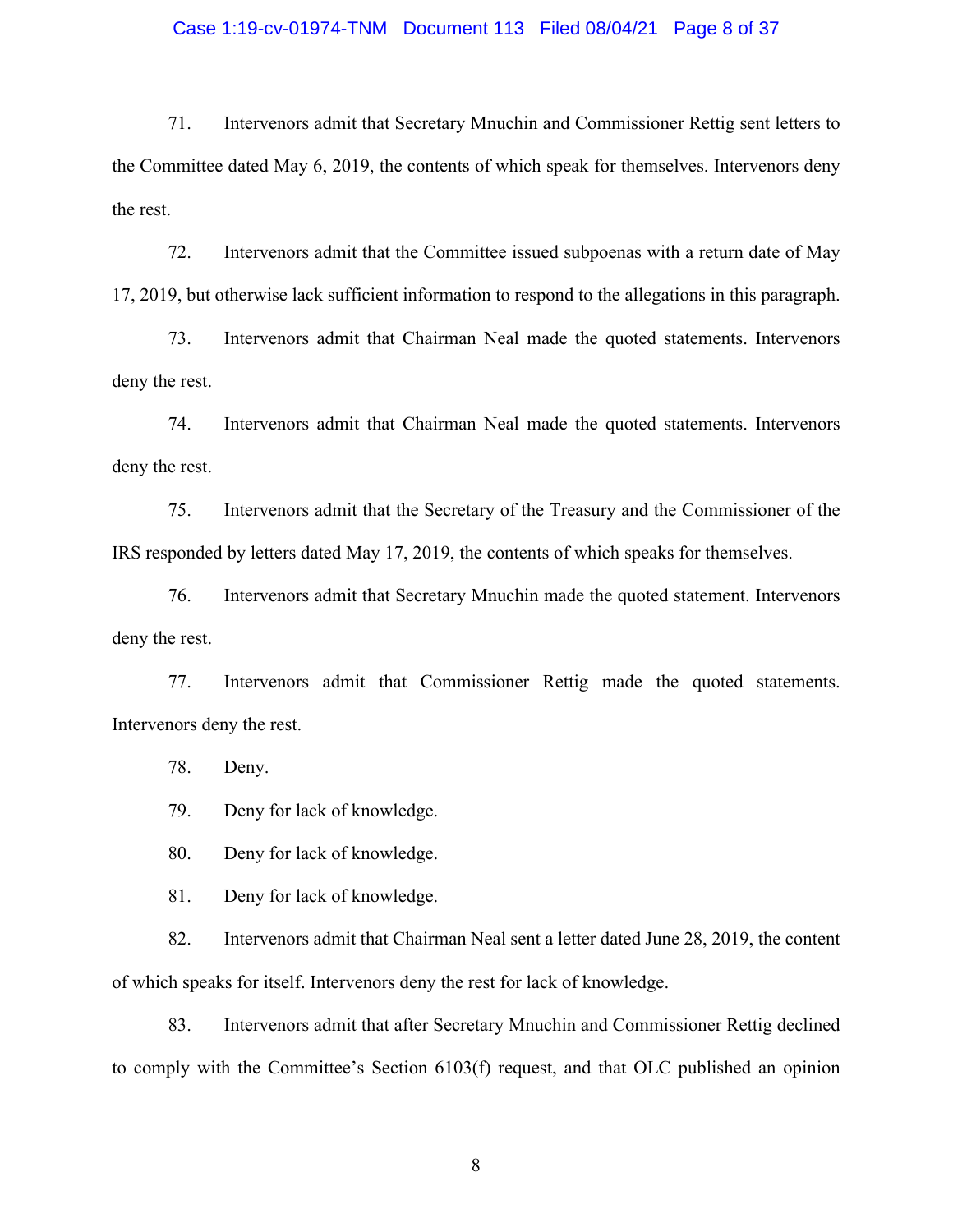71. Intervenors admit that Secretary Mnuchin and Commissioner Rettig sent letters to the Committee dated May 6, 2019, the contents of which speak for themselves. Intervenors deny the rest.

72. Intervenors admit that the Committee issued subpoenas with a return date of May 17, 2019, but otherwise lack sufficient information to respond to the allegations in this paragraph.

73. Intervenors admit that Chairman Neal made the quoted statements. Intervenors deny the rest.

74. Intervenors admit that Chairman Neal made the quoted statements. Intervenors deny the rest.

75. Intervenors admit that the Secretary of the Treasury and the Commissioner of the IRS responded by letters dated May 17, 2019, the contents of which speaks for themselves.

76. Intervenors admit that Secretary Mnuchin made the quoted statement. Intervenors deny the rest.

77. Intervenors admit that Commissioner Rettig made the quoted statements. Intervenors deny the rest.

78. Deny.

79. Deny for lack of knowledge.

80. Deny for lack of knowledge.

81. Deny for lack of knowledge.

82. Intervenors admit that Chairman Neal sent a letter dated June 28, 2019, the content of which speaks for itself. Intervenors deny the rest for lack of knowledge.

83. Intervenors admit that after Secretary Mnuchin and Commissioner Rettig declined to comply with the Committee's Section 6103(f) request, and that OLC published an opinion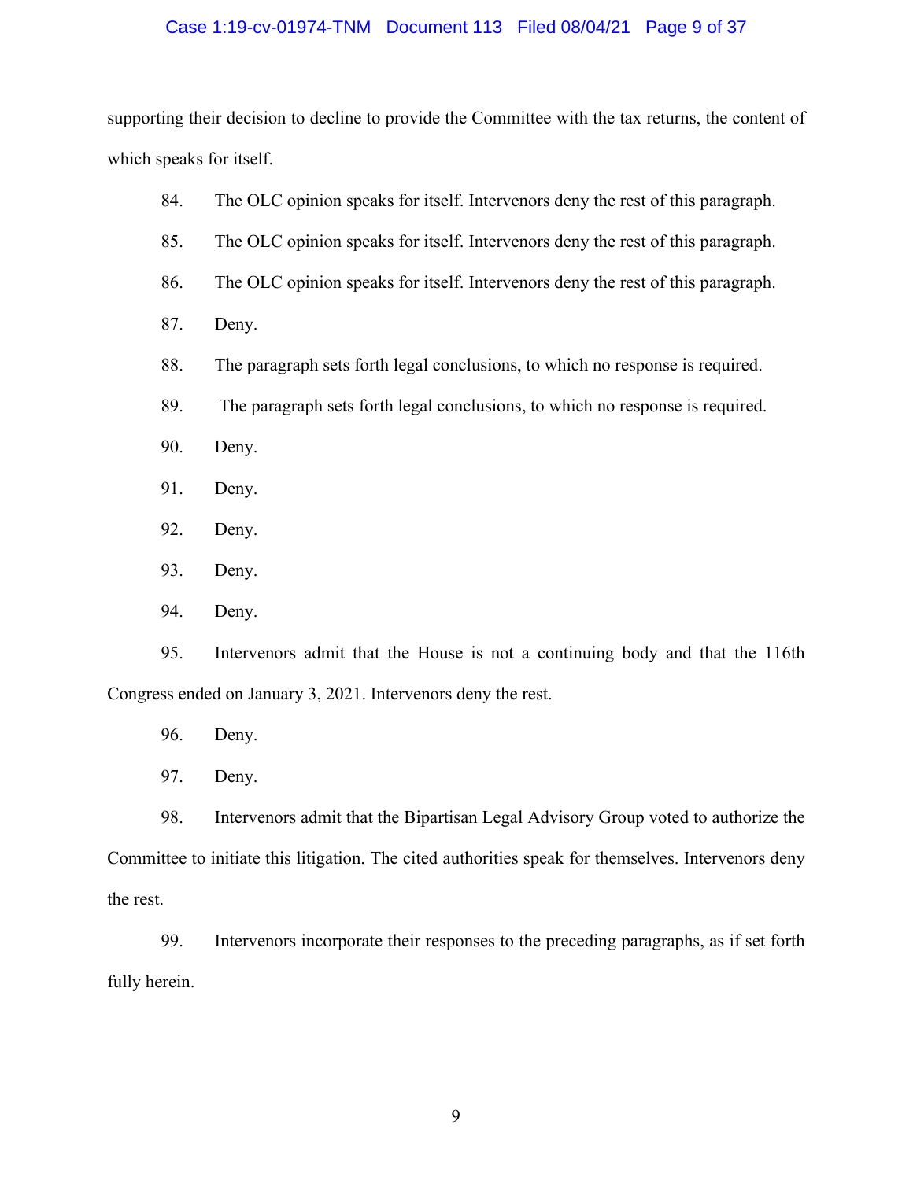supporting their decision to decline to provide the Committee with the tax returns, the content of which speaks for itself.

84. The OLC opinion speaks for itself. Intervenors deny the rest of this paragraph.

85. The OLC opinion speaks for itself. Intervenors deny the rest of this paragraph.

86. The OLC opinion speaks for itself. Intervenors deny the rest of this paragraph.

87. Deny.

88. The paragraph sets forth legal conclusions, to which no response is required.

89. The paragraph sets forth legal conclusions, to which no response is required.

90. Deny.

91. Deny.

92. Deny.

93. Deny.

94. Deny.

95. Intervenors admit that the House is not a continuing body and that the 116th Congress ended on January 3, 2021. Intervenors deny the rest.

96. Deny.

97. Deny.

98. Intervenors admit that the Bipartisan Legal Advisory Group voted to authorize the Committee to initiate this litigation. The cited authorities speak for themselves. Intervenors deny the rest.

99. Intervenors incorporate their responses to the preceding paragraphs, as if set forth fully herein.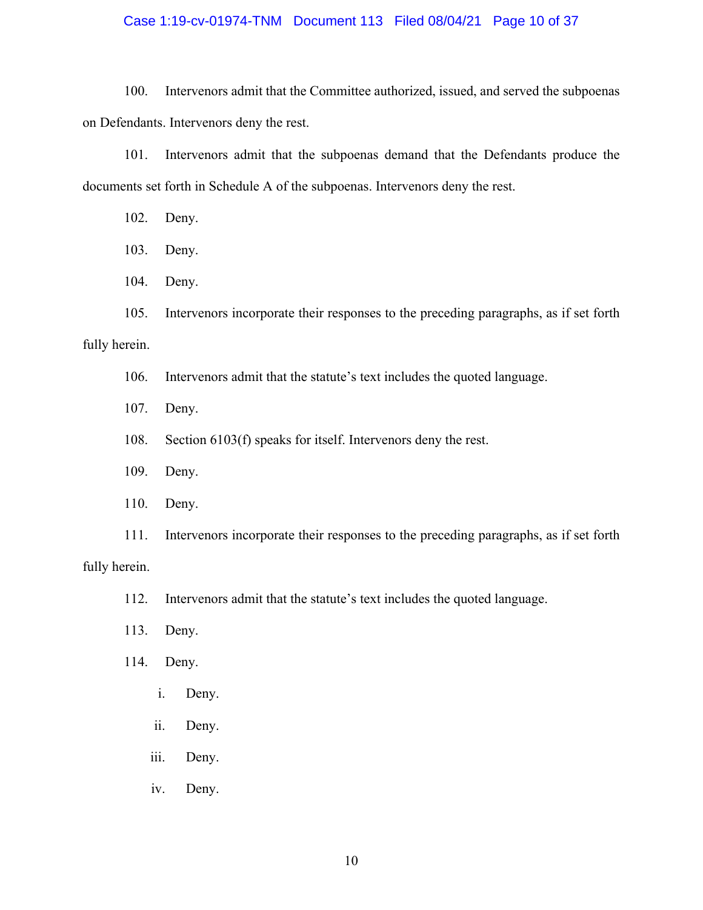100. Intervenors admit that the Committee authorized, issued, and served the subpoenas on Defendants. Intervenors deny the rest.

101. Intervenors admit that the subpoenas demand that the Defendants produce the documents set forth in Schedule A of the subpoenas. Intervenors deny the rest.

102. Deny.

103. Deny.

104. Deny.

105. Intervenors incorporate their responses to the preceding paragraphs, as if set forth fully herein.

106. Intervenors admit that the statute's text includes the quoted language.

107. Deny.

108. Section 6103(f) speaks for itself. Intervenors deny the rest.

109. Deny.

110. Deny.

111. Intervenors incorporate their responses to the preceding paragraphs, as if set forth fully herein.

112. Intervenors admit that the statute's text includes the quoted language.

113. Deny.

114. Deny.

   i. Deny.

   ii. Deny.

   iii. Deny.

   iv. Deny.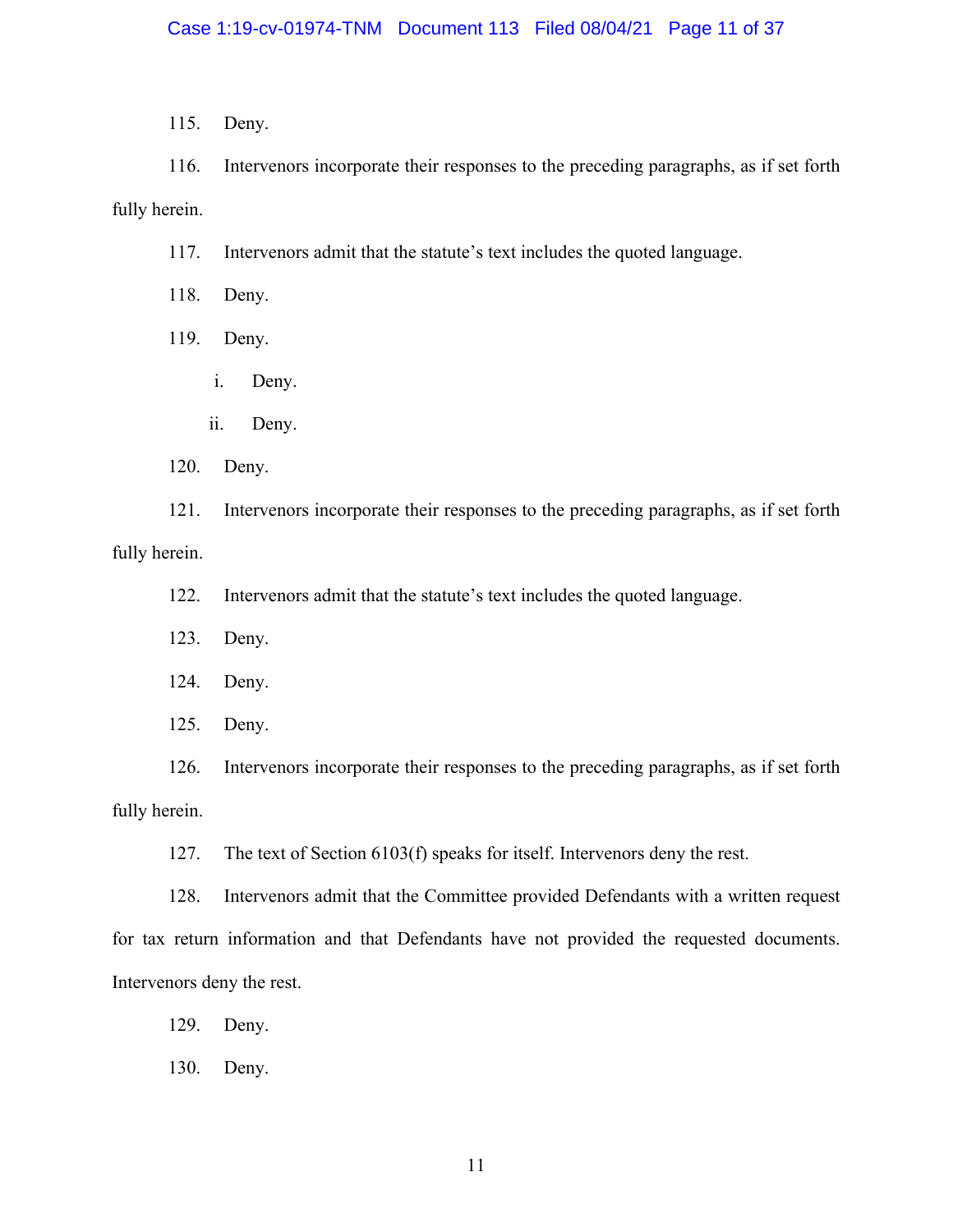115. Deny.

116. Intervenors incorporate their responses to the preceding paragraphs, as if set forth fully herein.

117. Intervenors admit that the statute's text includes the quoted language.

118. Deny.

119. Deny.

    i. Deny.

    ii. Deny.

120. Deny.

121. Intervenors incorporate their responses to the preceding paragraphs, as if set forth fully herein.

122. Intervenors admit that the statute's text includes the quoted language.

123. Deny.

124. Deny.

125. Deny.

126. Intervenors incorporate their responses to the preceding paragraphs, as if set forth fully herein.

127. The text of Section 6103(f) speaks for itself. Intervenors deny the rest.

128. Intervenors admit that the Committee provided Defendants with a written request for tax return information and that Defendants have not provided the requested documents. Intervenors deny the rest.

129. Deny.

130. Deny.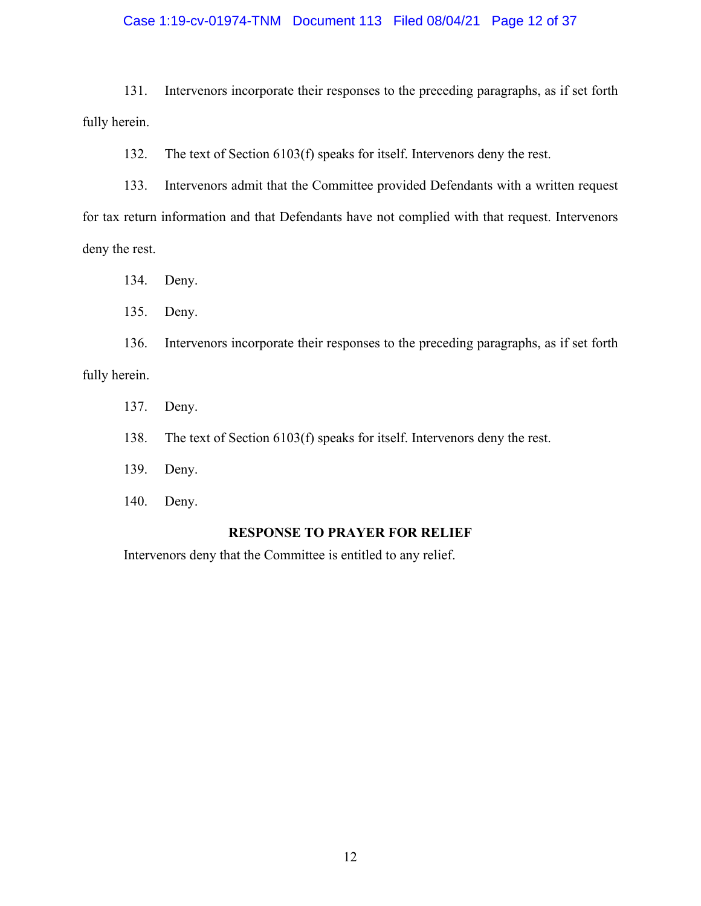131. Intervenors incorporate their responses to the preceding paragraphs, as if set forth fully herein.

132. The text of Section 6103(f) speaks for itself. Intervenors deny the rest.

133. Intervenors admit that the Committee provided Defendants with a written request for tax return information and that Defendants have not complied with that request. Intervenors deny the rest.

134. Deny.

135. Deny.

136. Intervenors incorporate their responses to the preceding paragraphs, as if set forth fully herein.

137. Deny.

138. The text of Section 6103(f) speaks for itself. Intervenors deny the rest.

139. Deny.

140. Deny.

**RESPONSE TO PRAYER FOR RELIEF**

Intervenors deny that the Committee is entitled to any relief.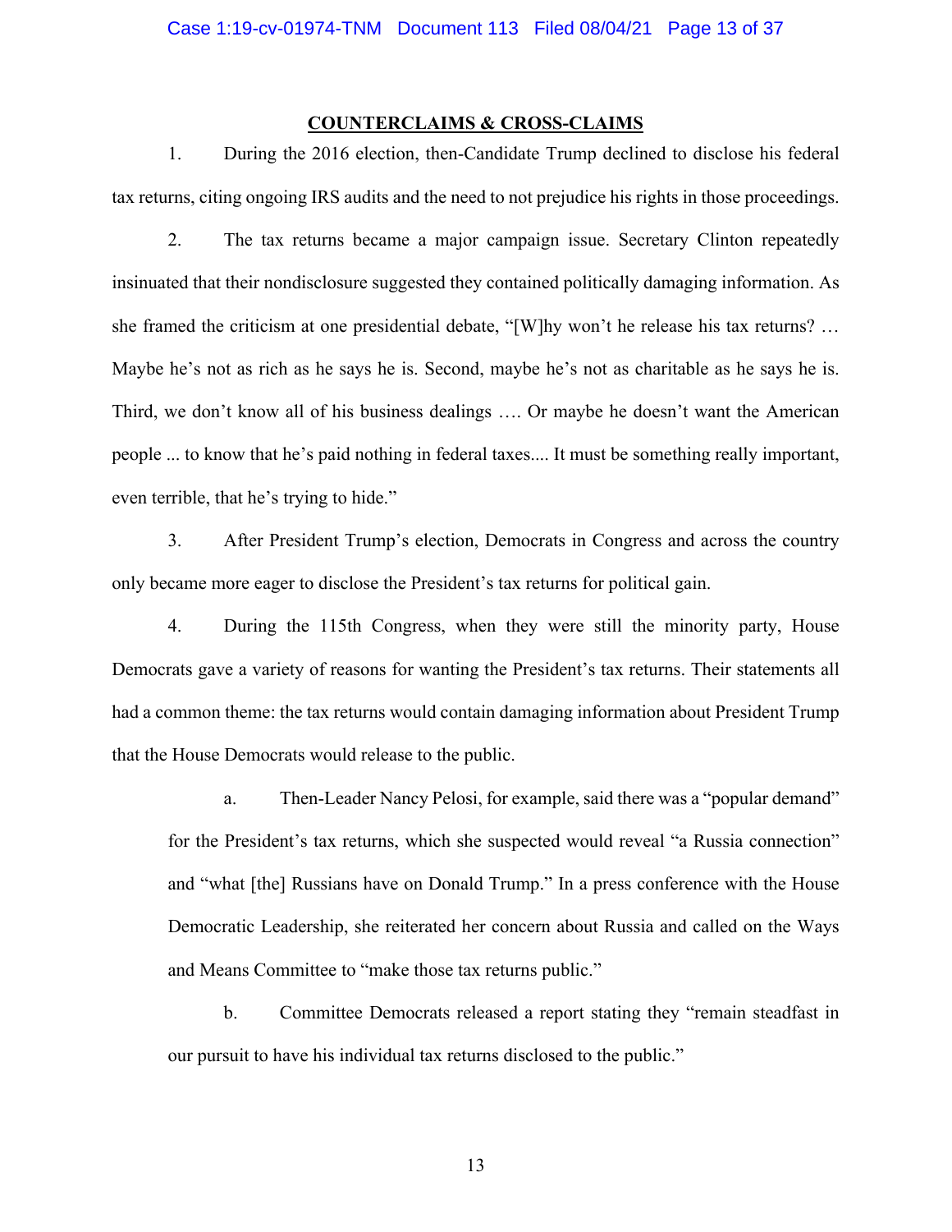## COUNTERCLAIMS & CROSS-CLAIMS

1. During the 2016 election, then-Candidate Trump declined to disclose his federal tax returns, citing ongoing IRS audits and the need to not prejudice his rights in those proceedings.

2. The tax returns became a major campaign issue. Secretary Clinton repeatedly insinuated that their nondisclosure suggested they contained politically damaging information. As she framed the criticism at one presidential debate, "[W]hy won't he release his tax returns? … Maybe he's not as rich as he says he is. Second, maybe he's not as charitable as he says he is. Third, we don't know all of his business dealings …. Or maybe he doesn't want the American people ... to know that he's paid nothing in federal taxes.... It must be something really important, even terrible, that he's trying to hide."

3. After President Trump's election, Democrats in Congress and across the country only became more eager to disclose the President's tax returns for political gain.

4. During the 115th Congress, when they were still the minority party, House Democrats gave a variety of reasons for wanting the President's tax returns. Their statements all had a common theme: the tax returns would contain damaging information about President Trump that the House Democrats would release to the public.

   a. Then-Leader Nancy Pelosi, for example, said there was a "popular demand" for the President's tax returns, which she suspected would reveal "a Russia connection" and "what [the] Russians have on Donald Trump." In a press conference with the House Democratic Leadership, she reiterated her concern about Russia and called on the Ways and Means Committee to "make those tax returns public."

   b. Committee Democrats released a report stating they "remain steadfast in our pursuit to have his individual tax returns disclosed to the public."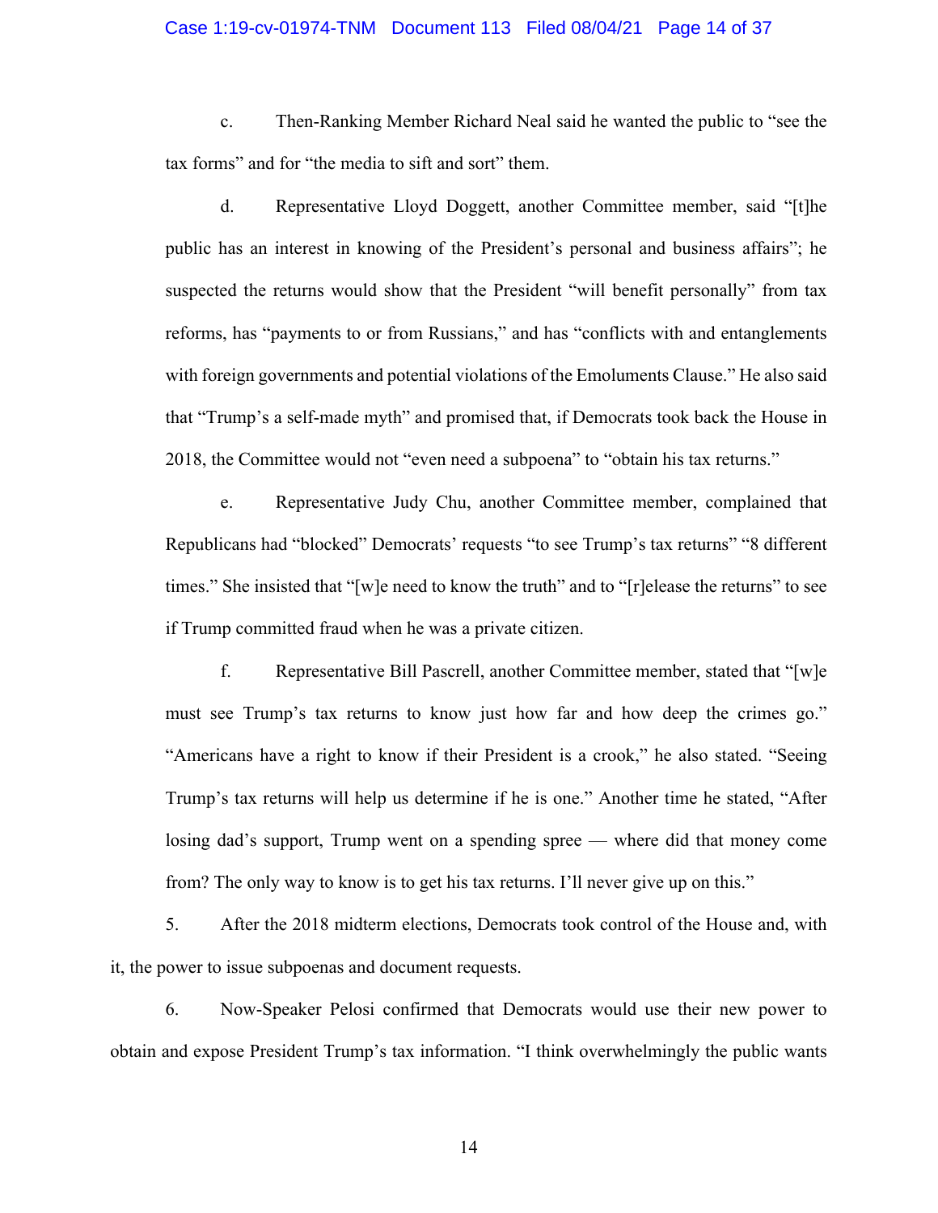c. Then-Ranking Member Richard Neal said he wanted the public to "see the tax forms" and for "the media to sift and sort" them.

d. Representative Lloyd Doggett, another Committee member, said "[t]he public has an interest in knowing of the President's personal and business affairs"; he suspected the returns would show that the President "will benefit personally" from tax reforms, has "payments to or from Russians," and has "conflicts with and entanglements with foreign governments and potential violations of the Emoluments Clause." He also said that "Trump's a self-made myth" and promised that, if Democrats took back the House in 2018, the Committee would not "even need a subpoena" to "obtain his tax returns."

e. Representative Judy Chu, another Committee member, complained that Republicans had "blocked" Democrats' requests "to see Trump's tax returns" "8 different times." She insisted that "[w]e need to know the truth" and to "[r]elease the returns" to see if Trump committed fraud when he was a private citizen.

f. Representative Bill Pascrell, another Committee member, stated that "[w]e must see Trump's tax returns to know just how far and how deep the crimes go." "Americans have a right to know if their President is a crook," he also stated. "Seeing Trump's tax returns will help us determine if he is one." Another time he stated, "After losing dad's support, Trump went on a spending spree — where did that money come from? The only way to know is to get his tax returns. I'll never give up on this."

5. After the 2018 midterm elections, Democrats took control of the House and, with it, the power to issue subpoenas and document requests.

6. Now-Speaker Pelosi confirmed that Democrats would use their new power to obtain and expose President Trump's tax information. "I think overwhelmingly the public wants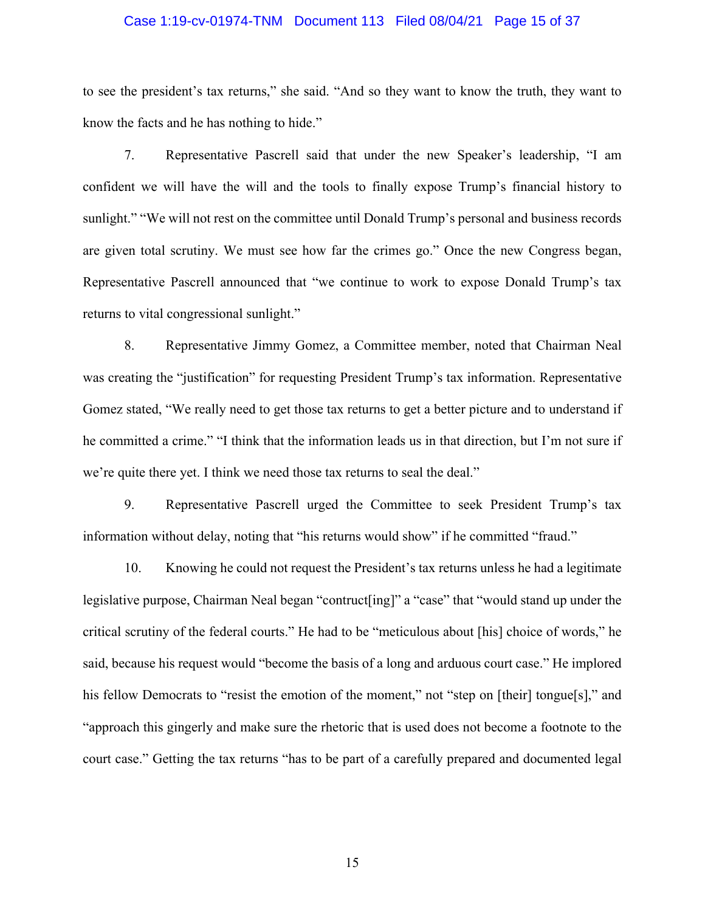to see the president's tax returns," she said. "And so they want to know the truth, they want to know the facts and he has nothing to hide."

7. Representative Pascrell said that under the new Speaker's leadership, "I am confident we will have the will and the tools to finally expose Trump's financial history to sunlight." "We will not rest on the committee until Donald Trump's personal and business records are given total scrutiny. We must see how far the crimes go." Once the new Congress began, Representative Pascrell announced that "we continue to work to expose Donald Trump's tax returns to vital congressional sunlight."

8. Representative Jimmy Gomez, a Committee member, noted that Chairman Neal was creating the "justification" for requesting President Trump's tax information. Representative Gomez stated, "We really need to get those tax returns to get a better picture and to understand if he committed a crime." "I think that the information leads us in that direction, but I'm not sure if we're quite there yet. I think we need those tax returns to seal the deal."

9. Representative Pascrell urged the Committee to seek President Trump's tax information without delay, noting that "his returns would show" if he committed "fraud."

10. Knowing he could not request the President's tax returns unless he had a legitimate legislative purpose, Chairman Neal began "contruct[ing]" a "case" that "would stand up under the critical scrutiny of the federal courts." He had to be "meticulous about [his] choice of words," he said, because his request would "become the basis of a long and arduous court case." He implored his fellow Democrats to "resist the emotion of the moment," not "step on [their] tongue[s]," and "approach this gingerly and make sure the rhetoric that is used does not become a footnote to the court case." Getting the tax returns "has to be part of a carefully prepared and documented legal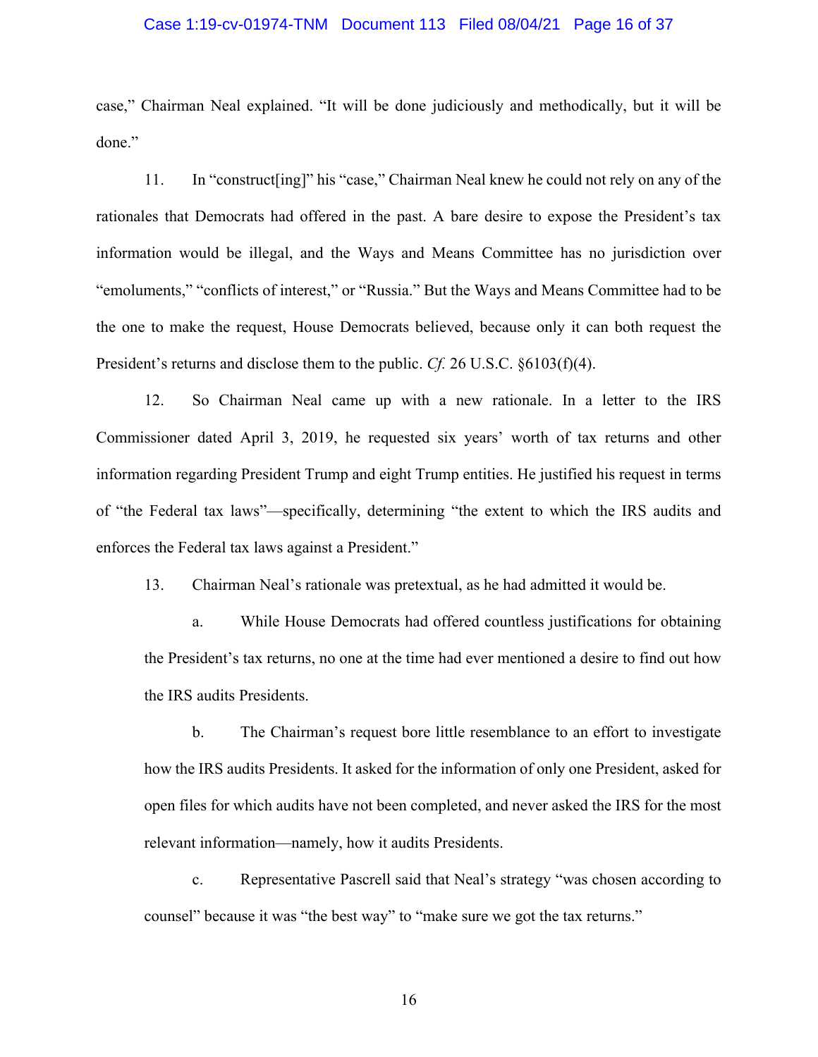case," Chairman Neal explained. "It will be done judiciously and methodically, but it will be done."

11. In "construct[ing]" his "case," Chairman Neal knew he could not rely on any of the rationales that Democrats had offered in the past. A bare desire to expose the President's tax information would be illegal, and the Ways and Means Committee has no jurisdiction over "emoluments," "conflicts of interest," or "Russia." But the Ways and Means Committee had to be the one to make the request, House Democrats believed, because only it can both request the President's returns and disclose them to the public. *Cf.* 26 U.S.C. §6103(f)(4).

12. So Chairman Neal came up with a new rationale. In a letter to the IRS Commissioner dated April 3, 2019, he requested six years' worth of tax returns and other information regarding President Trump and eight Trump entities. He justified his request in terms of "the Federal tax laws"—specifically, determining "the extent to which the IRS audits and enforces the Federal tax laws against a President."

13. Chairman Neal's rationale was pretextual, as he had admitted it would be.

a. While House Democrats had offered countless justifications for obtaining the President's tax returns, no one at the time had ever mentioned a desire to find out how the IRS audits Presidents.

b. The Chairman's request bore little resemblance to an effort to investigate how the IRS audits Presidents. It asked for the information of only one President, asked for open files for which audits have not been completed, and never asked the IRS for the most relevant information—namely, how it audits Presidents.

c. Representative Pascrell said that Neal's strategy "was chosen according to counsel" because it was "the best way" to "make sure we got the tax returns."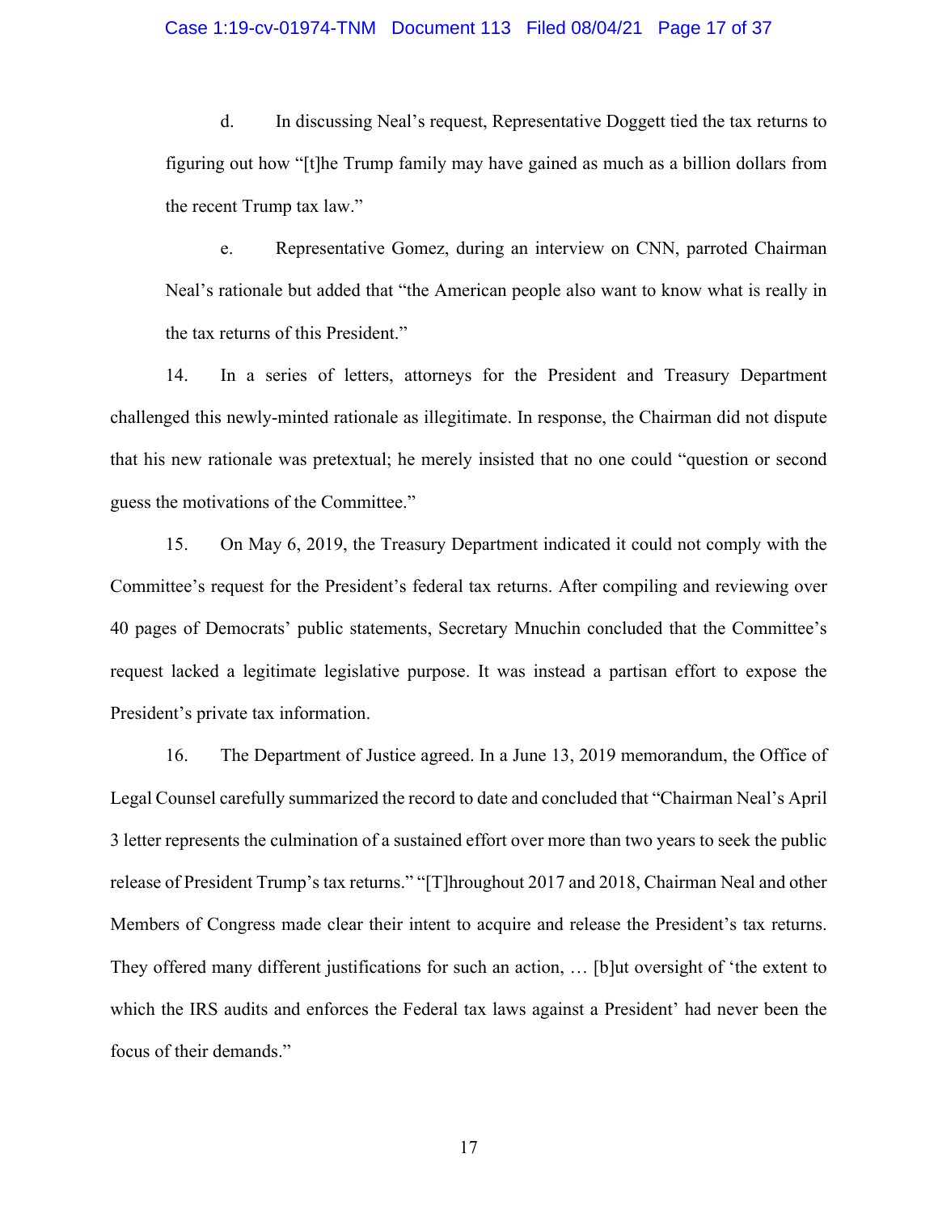d. In discussing Neal's request, Representative Doggett tied the tax returns to figuring out how "[t]he Trump family may have gained as much as a billion dollars from the recent Trump tax law."

e. Representative Gomez, during an interview on CNN, parroted Chairman Neal's rationale but added that "the American people also want to know what is really in the tax returns of this President."

14. In a series of letters, attorneys for the President and Treasury Department challenged this newly-minted rationale as illegitimate. In response, the Chairman did not dispute that his new rationale was pretextual; he merely insisted that no one could "question or second guess the motivations of the Committee."

15. On May 6, 2019, the Treasury Department indicated it could not comply with the Committee's request for the President's federal tax returns. After compiling and reviewing over 40 pages of Democrats' public statements, Secretary Mnuchin concluded that the Committee's request lacked a legitimate legislative purpose. It was instead a partisan effort to expose the President's private tax information.

16. The Department of Justice agreed. In a June 13, 2019 memorandum, the Office of Legal Counsel carefully summarized the record to date and concluded that "Chairman Neal's April 3 letter represents the culmination of a sustained effort over more than two years to seek the public release of President Trump's tax returns." "[T]hroughout 2017 and 2018, Chairman Neal and other Members of Congress made clear their intent to acquire and release the President's tax returns. They offered many different justifications for such an action, … [b]ut oversight of 'the extent to which the IRS audits and enforces the Federal tax laws against a President' had never been the focus of their demands."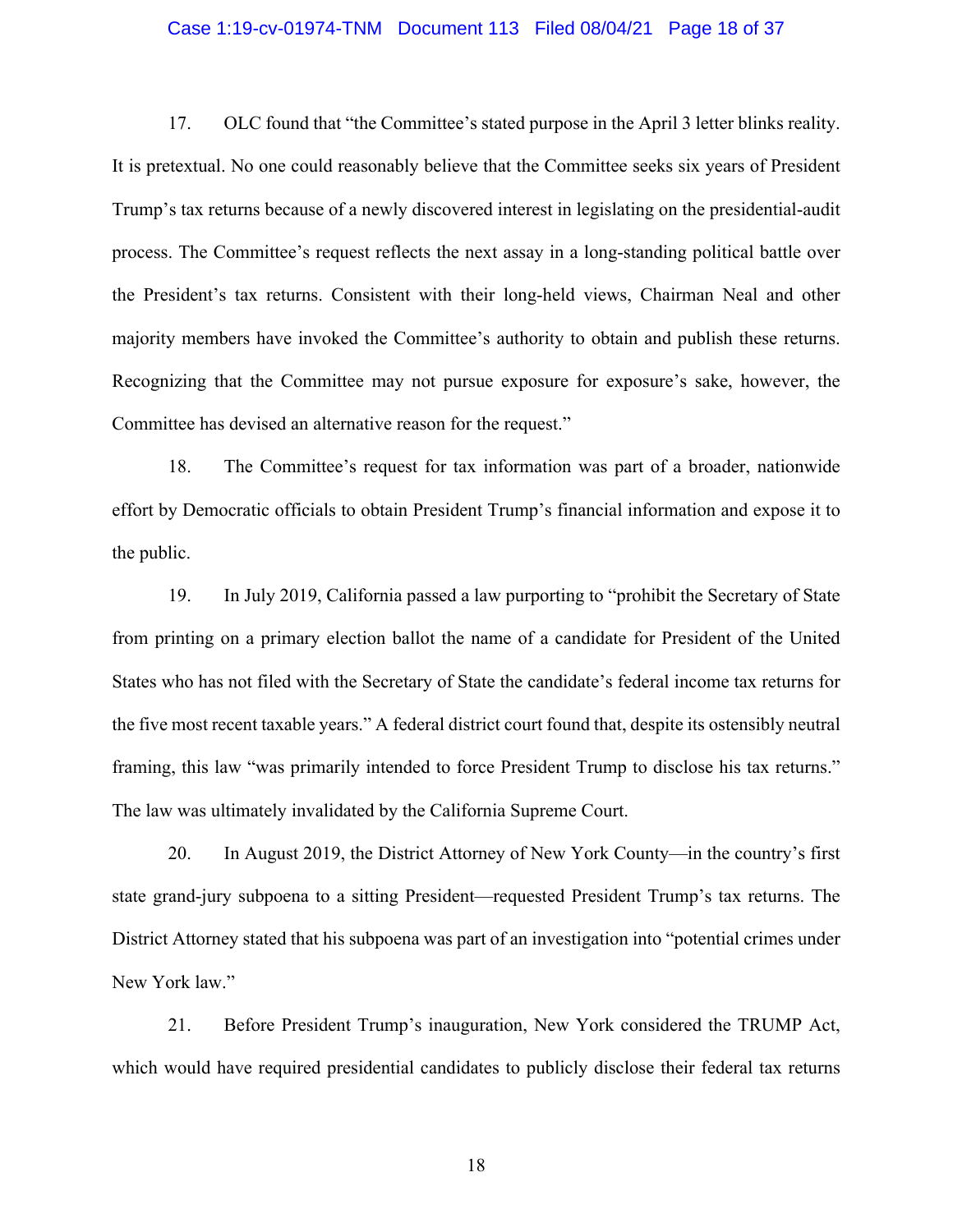17. OLC found that "the Committee's stated purpose in the April 3 letter blinks reality. It is pretextual. No one could reasonably believe that the Committee seeks six years of President Trump's tax returns because of a newly discovered interest in legislating on the presidential-audit process. The Committee's request reflects the next assay in a long-standing political battle over the President's tax returns. Consistent with their long-held views, Chairman Neal and other majority members have invoked the Committee's authority to obtain and publish these returns. Recognizing that the Committee may not pursue exposure for exposure's sake, however, the Committee has devised an alternative reason for the request."

18. The Committee's request for tax information was part of a broader, nationwide effort by Democratic officials to obtain President Trump's financial information and expose it to the public.

19. In July 2019, California passed a law purporting to "prohibit the Secretary of State from printing on a primary election ballot the name of a candidate for President of the United States who has not filed with the Secretary of State the candidate's federal income tax returns for the five most recent taxable years." A federal district court found that, despite its ostensibly neutral framing, this law "was primarily intended to force President Trump to disclose his tax returns." The law was ultimately invalidated by the California Supreme Court.

20. In August 2019, the District Attorney of New York County—in the country's first state grand-jury subpoena to a sitting President—requested President Trump's tax returns. The District Attorney stated that his subpoena was part of an investigation into "potential crimes under New York law."

21. Before President Trump's inauguration, New York considered the TRUMP Act, which would have required presidential candidates to publicly disclose their federal tax returns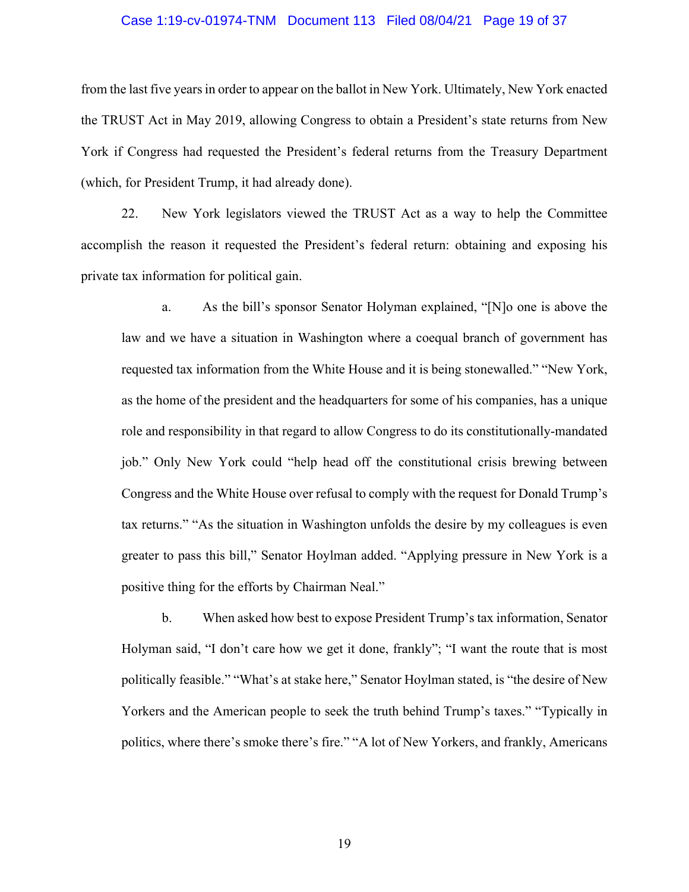from the last five years in order to appear on the ballot in New York. Ultimately, New York enacted the TRUST Act in May 2019, allowing Congress to obtain a President's state returns from New York if Congress had requested the President's federal returns from the Treasury Department (which, for President Trump, it had already done).

22. New York legislators viewed the TRUST Act as a way to help the Committee accomplish the reason it requested the President's federal return: obtaining and exposing his private tax information for political gain.

a. As the bill's sponsor Senator Holyman explained, "[N]o one is above the law and we have a situation in Washington where a coequal branch of government has requested tax information from the White House and it is being stonewalled." "New York, as the home of the president and the headquarters for some of his companies, has a unique role and responsibility in that regard to allow Congress to do its constitutionally-mandated job." Only New York could "help head off the constitutional crisis brewing between Congress and the White House over refusal to comply with the request for Donald Trump's tax returns." "As the situation in Washington unfolds the desire by my colleagues is even greater to pass this bill," Senator Hoylman added. "Applying pressure in New York is a positive thing for the efforts by Chairman Neal."

b. When asked how best to expose President Trump's tax information, Senator Holyman said, "I don't care how we get it done, frankly"; "I want the route that is most politically feasible." "What's at stake here," Senator Hoylman stated, is "the desire of New Yorkers and the American people to seek the truth behind Trump's taxes." "Typically in politics, where there's smoke there's fire." "A lot of New Yorkers, and frankly, Americans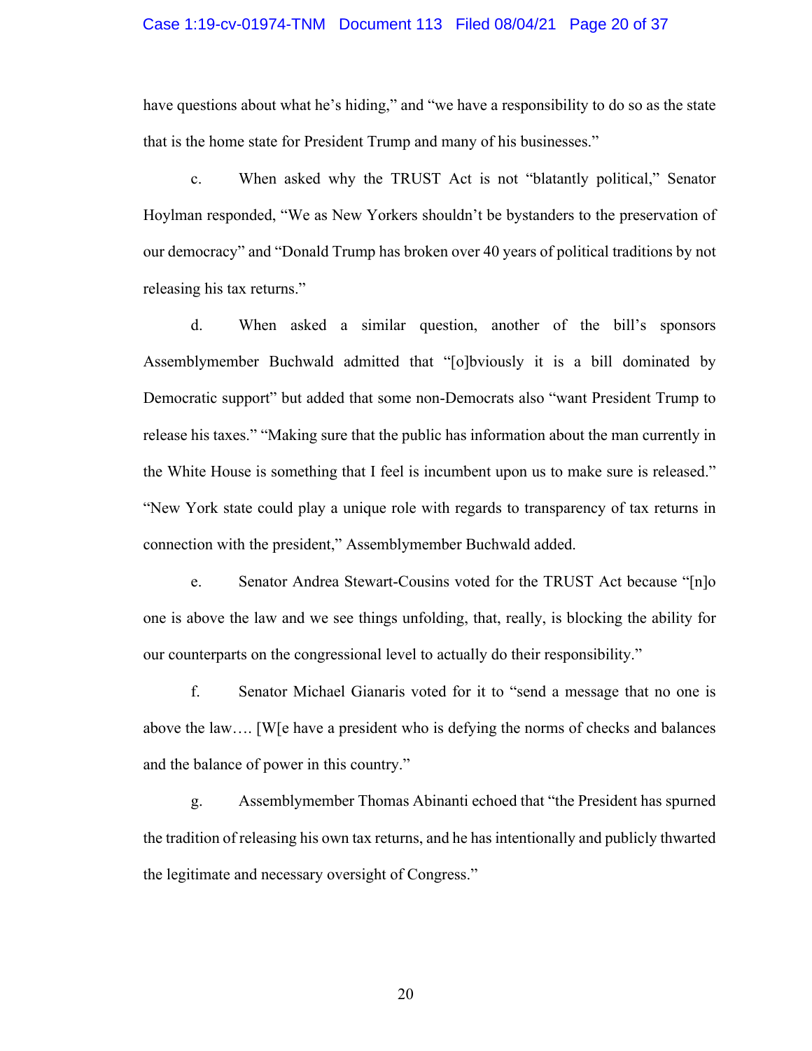have questions about what he's hiding," and "we have a responsibility to do so as the state that is the home state for President Trump and many of his businesses."

c. When asked why the TRUST Act is not "blatantly political," Senator Hoylman responded, "We as New Yorkers shouldn't be bystanders to the preservation of our democracy" and "Donald Trump has broken over 40 years of political traditions by not releasing his tax returns."

d. When asked a similar question, another of the bill's sponsors Assemblymember Buchwald admitted that "[o]bviously it is a bill dominated by Democratic support" but added that some non-Democrats also "want President Trump to release his taxes." "Making sure that the public has information about the man currently in the White House is something that I feel is incumbent upon us to make sure is released." "New York state could play a unique role with regards to transparency of tax returns in connection with the president," Assemblymember Buchwald added.

e. Senator Andrea Stewart-Cousins voted for the TRUST Act because "[n]o one is above the law and we see things unfolding, that, really, is blocking the ability for our counterparts on the congressional level to actually do their responsibility."

f. Senator Michael Gianaris voted for it to "send a message that no one is above the law…. [W[e have a president who is defying the norms of checks and balances and the balance of power in this country."

g. Assemblymember Thomas Abinanti echoed that "the President has spurned the tradition of releasing his own tax returns, and he has intentionally and publicly thwarted the legitimate and necessary oversight of Congress."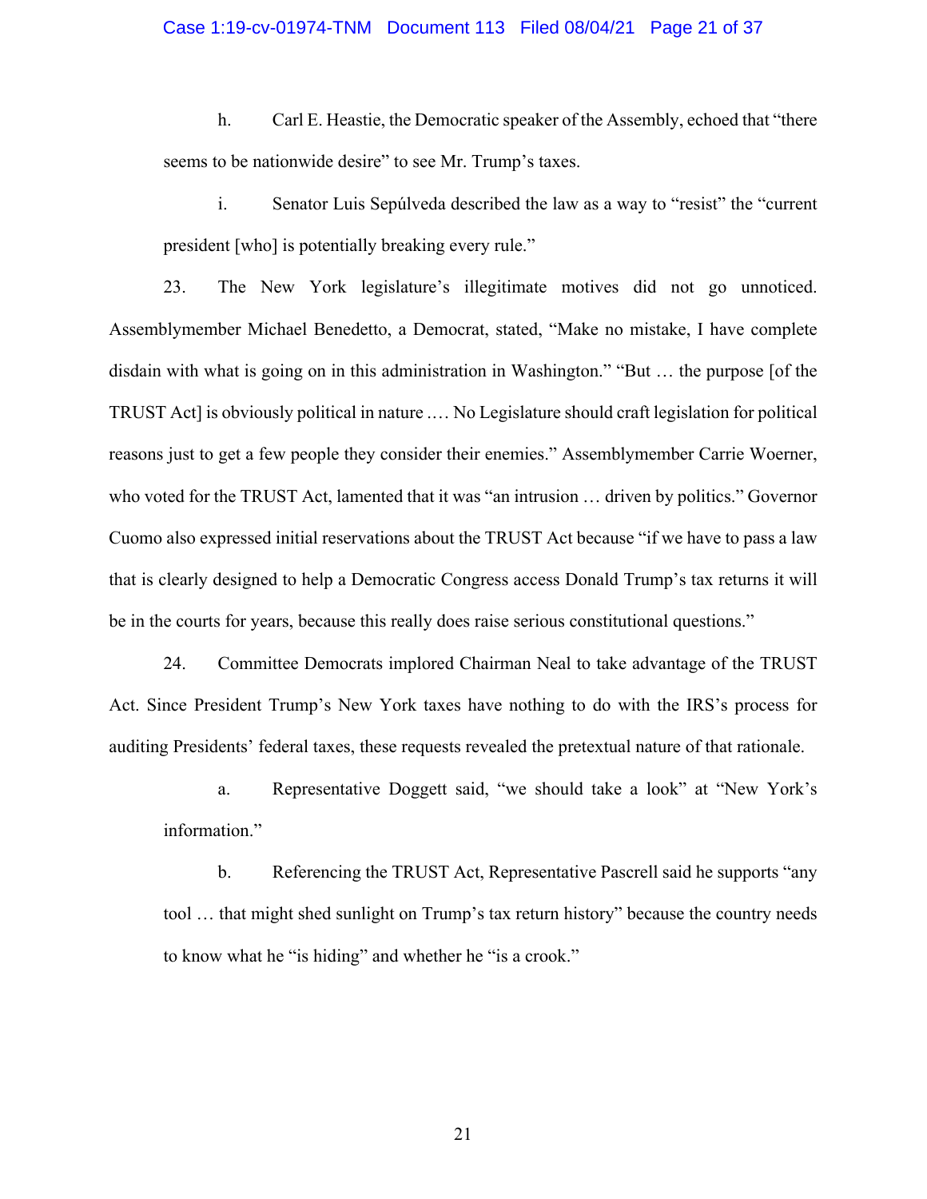h. Carl E. Heastie, the Democratic speaker of the Assembly, echoed that "there seems to be nationwide desire" to see Mr. Trump's taxes.

i. Senator Luis Sepúlveda described the law as a way to "resist" the "current president [who] is potentially breaking every rule."

23. The New York legislature's illegitimate motives did not go unnoticed. Assemblymember Michael Benedetto, a Democrat, stated, "Make no mistake, I have complete disdain with what is going on in this administration in Washington." "But … the purpose [of the TRUST Act] is obviously political in nature …. No Legislature should craft legislation for political reasons just to get a few people they consider their enemies." Assemblymember Carrie Woerner, who voted for the TRUST Act, lamented that it was "an intrusion … driven by politics." Governor Cuomo also expressed initial reservations about the TRUST Act because "if we have to pass a law that is clearly designed to help a Democratic Congress access Donald Trump's tax returns it will be in the courts for years, because this really does raise serious constitutional questions."

24. Committee Democrats implored Chairman Neal to take advantage of the TRUST Act. Since President Trump's New York taxes have nothing to do with the IRS's process for auditing Presidents' federal taxes, these requests revealed the pretextual nature of that rationale.

a. Representative Doggett said, "we should take a look" at "New York's information."

b. Referencing the TRUST Act, Representative Pascrell said he supports "any tool … that might shed sunlight on Trump's tax return history" because the country needs to know what he "is hiding" and whether he "is a crook."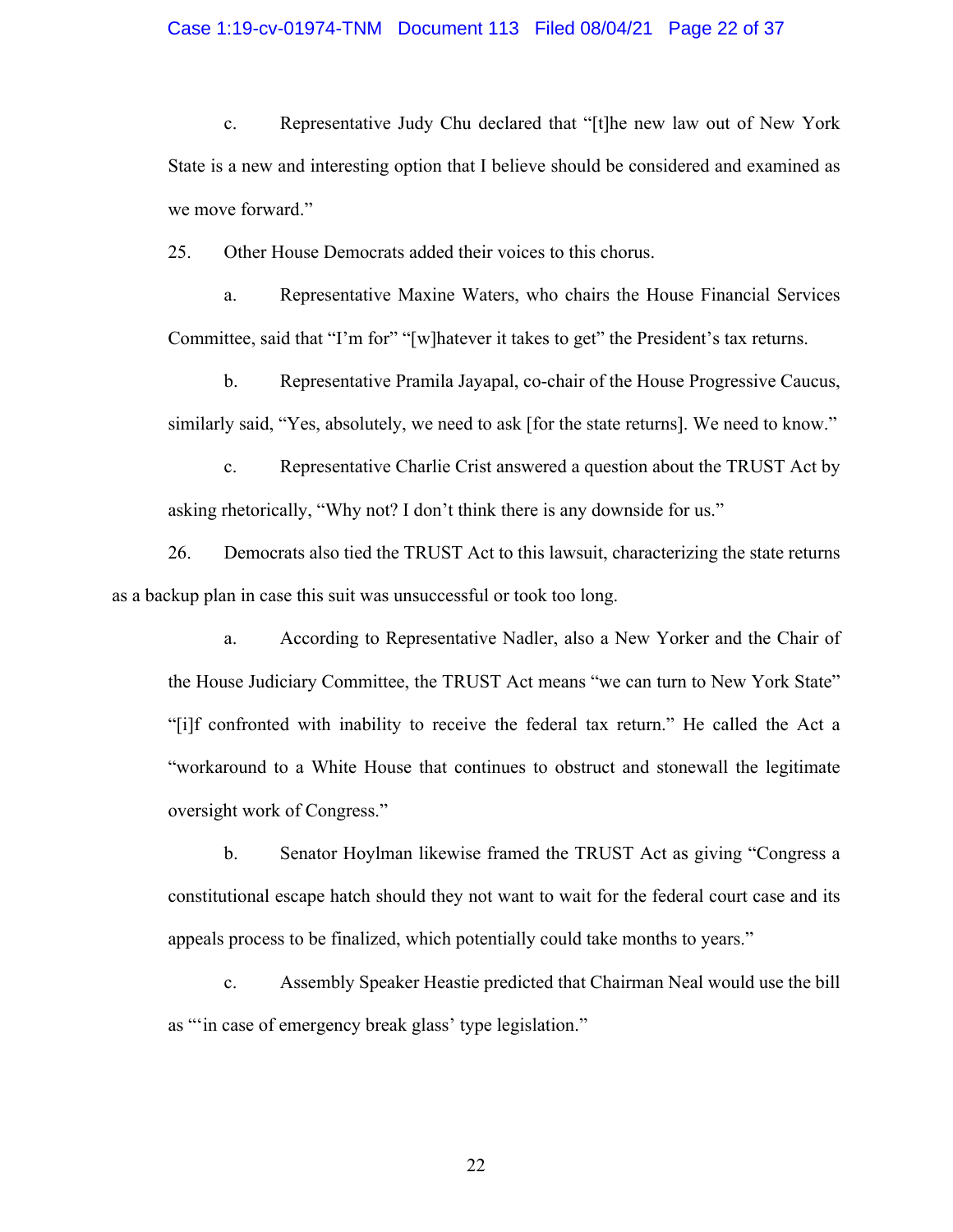c. Representative Judy Chu declared that "[t]he new law out of New York State is a new and interesting option that I believe should be considered and examined as we move forward."

25. Other House Democrats added their voices to this chorus.

a. Representative Maxine Waters, who chairs the House Financial Services Committee, said that "I'm for" "[w]hatever it takes to get" the President's tax returns.

b. Representative Pramila Jayapal, co-chair of the House Progressive Caucus, similarly said, "Yes, absolutely, we need to ask [for the state returns]. We need to know."

c. Representative Charlie Crist answered a question about the TRUST Act by asking rhetorically, "Why not? I don't think there is any downside for us."

26. Democrats also tied the TRUST Act to this lawsuit, characterizing the state returns as a backup plan in case this suit was unsuccessful or took too long.

a. According to Representative Nadler, also a New Yorker and the Chair of the House Judiciary Committee, the TRUST Act means "we can turn to New York State" "[i]f confronted with inability to receive the federal tax return." He called the Act a "workaround to a White House that continues to obstruct and stonewall the legitimate oversight work of Congress."

b. Senator Hoylman likewise framed the TRUST Act as giving "Congress a constitutional escape hatch should they not want to wait for the federal court case and its appeals process to be finalized, which potentially could take months to years."

c. Assembly Speaker Heastie predicted that Chairman Neal would use the bill as "'in case of emergency break glass' type legislation."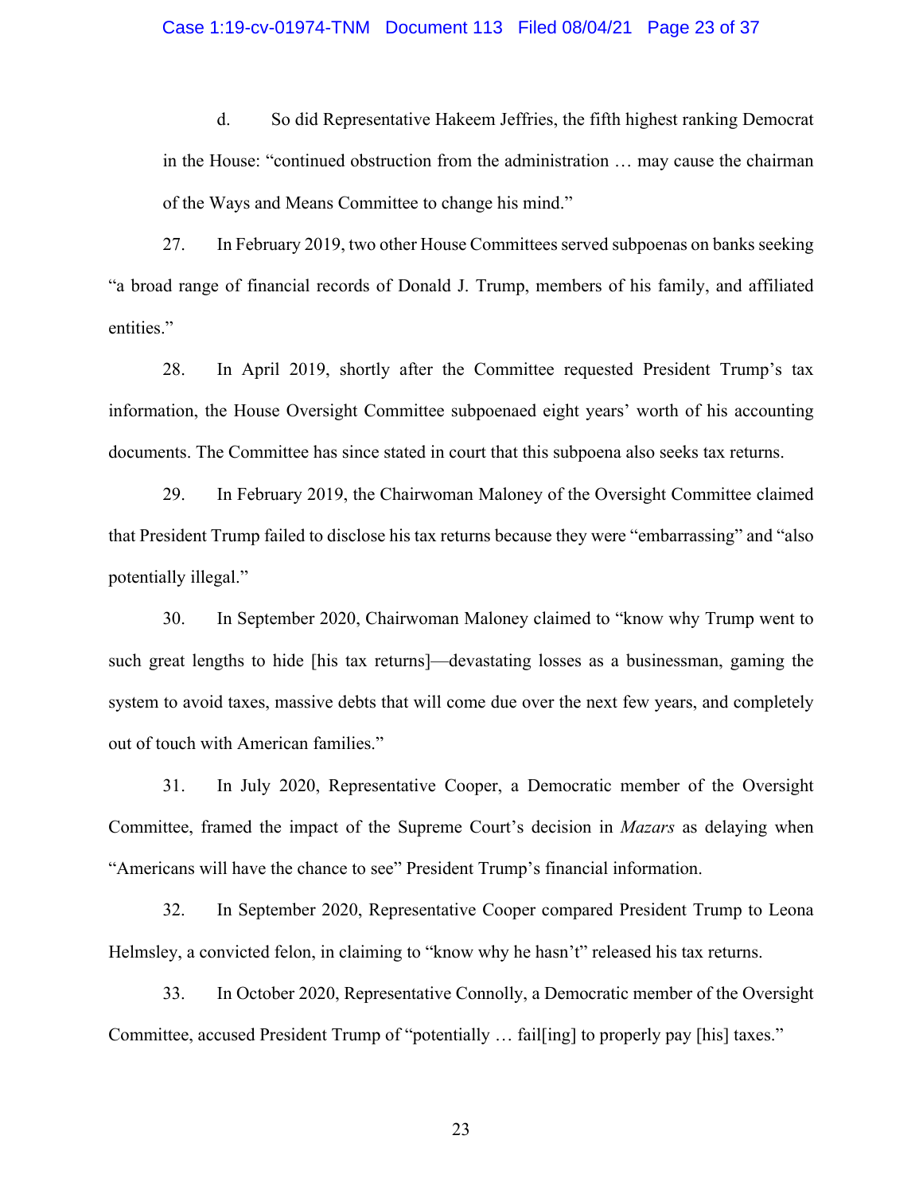d. So did Representative Hakeem Jeffries, the fifth highest ranking Democrat in the House: "continued obstruction from the administration … may cause the chairman of the Ways and Means Committee to change his mind."

27. In February 2019, two other House Committees served subpoenas on banks seeking "a broad range of financial records of Donald J. Trump, members of his family, and affiliated entities."

28. In April 2019, shortly after the Committee requested President Trump's tax information, the House Oversight Committee subpoenaed eight years' worth of his accounting documents. The Committee has since stated in court that this subpoena also seeks tax returns.

29. In February 2019, the Chairwoman Maloney of the Oversight Committee claimed that President Trump failed to disclose his tax returns because they were "embarrassing" and "also potentially illegal."

30. In September 2020, Chairwoman Maloney claimed to "know why Trump went to such great lengths to hide [his tax returns]—devastating losses as a businessman, gaming the system to avoid taxes, massive debts that will come due over the next few years, and completely out of touch with American families."

31. In July 2020, Representative Cooper, a Democratic member of the Oversight Committee, framed the impact of the Supreme Court's decision in *Mazars* as delaying when "Americans will have the chance to see" President Trump's financial information.

32. In September 2020, Representative Cooper compared President Trump to Leona Helmsley, a convicted felon, in claiming to "know why he hasn't" released his tax returns.

33. In October 2020, Representative Connolly, a Democratic member of the Oversight Committee, accused President Trump of "potentially … fail[ing] to properly pay [his] taxes."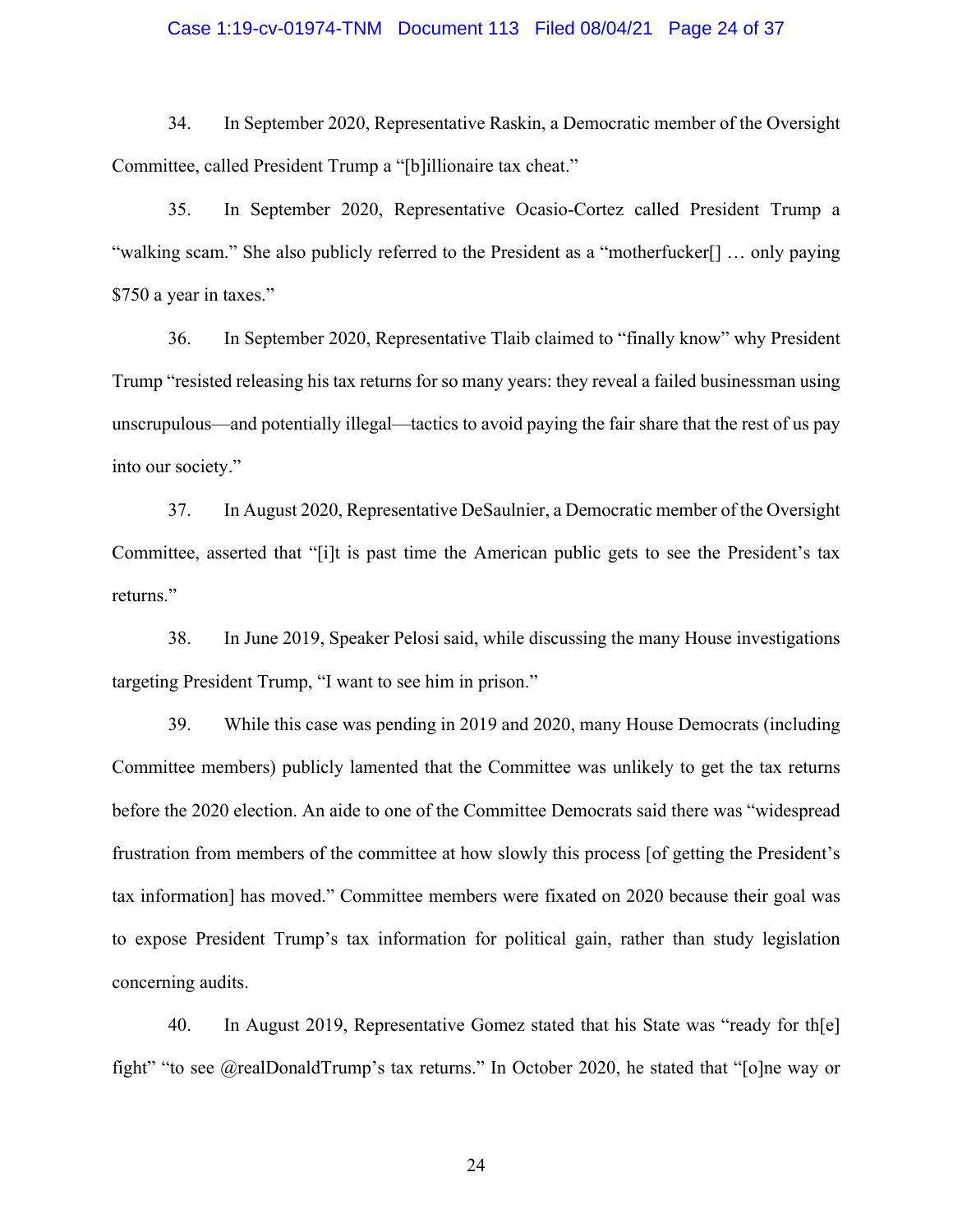34. In September 2020, Representative Raskin, a Democratic member of the Oversight Committee, called President Trump a "[b]illionaire tax cheat."

35. In September 2020, Representative Ocasio-Cortez called President Trump a "walking scam." She also publicly referred to the President as a "motherfucker[] … only paying $750 a year in taxes."

36. In September 2020, Representative Tlaib claimed to "finally know" why President Trump "resisted releasing his tax returns for so many years: they reveal a failed businessman using unscrupulous—and potentially illegal—tactics to avoid paying the fair share that the rest of us pay into our society."

37. In August 2020, Representative DeSaulnier, a Democratic member of the Oversight Committee, asserted that "[i]t is past time the American public gets to see the President's tax returns."

38. In June 2019, Speaker Pelosi said, while discussing the many House investigations targeting President Trump, "I want to see him in prison."

39. While this case was pending in 2019 and 2020, many House Democrats (including Committee members) publicly lamented that the Committee was unlikely to get the tax returns before the 2020 election. An aide to one of the Committee Democrats said there was "widespread frustration from members of the committee at how slowly this process [of getting the President's tax information] has moved." Committee members were fixated on 2020 because their goal was to expose President Trump's tax information for political gain, rather than study legislation concerning audits.

40. In August 2019, Representative Gomez stated that his State was "ready for th[e] fight" "to see @realDonaldTrump's tax returns." In October 2020, he stated that "[o]ne way or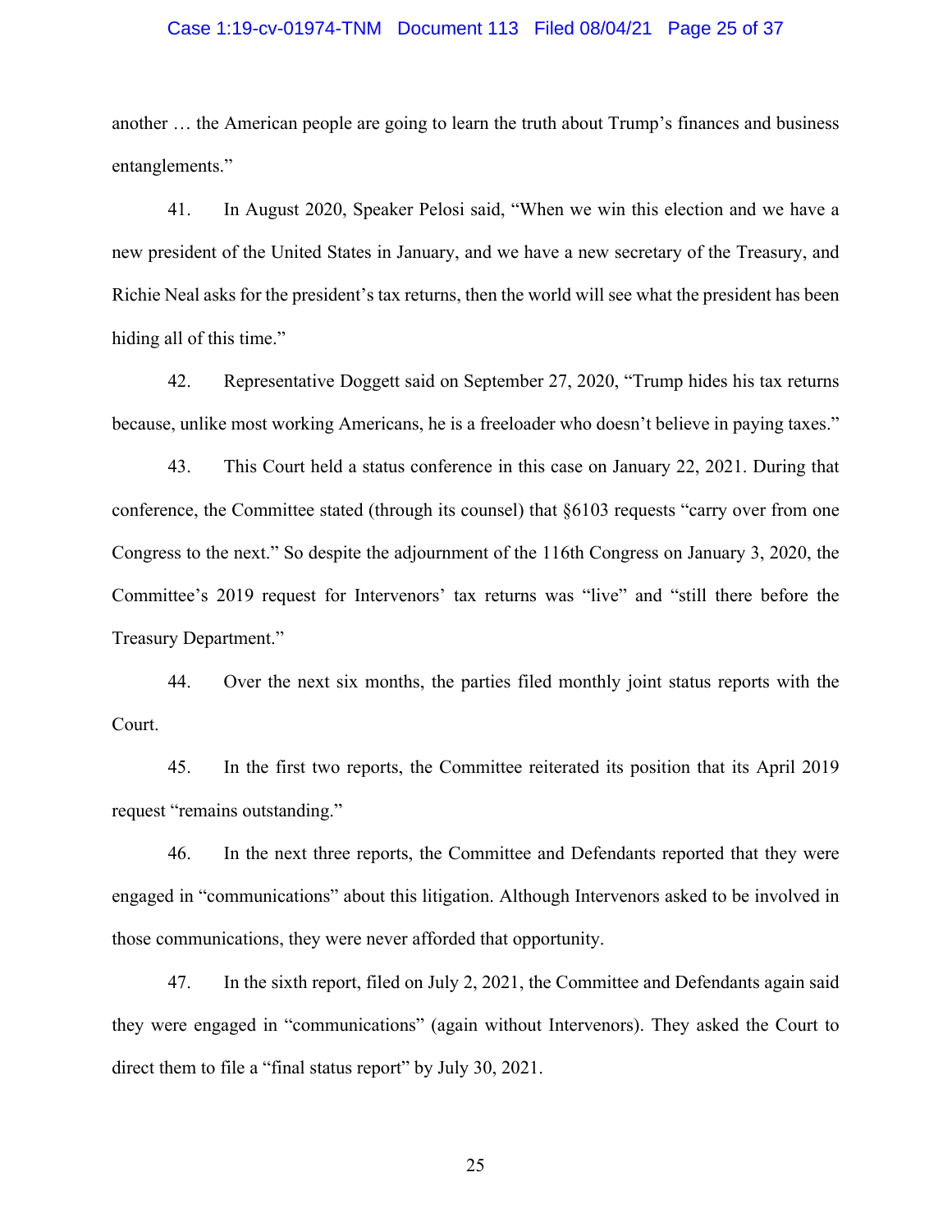another … the American people are going to learn the truth about Trump's finances and business entanglements."

41. In August 2020, Speaker Pelosi said, "When we win this election and we have a new president of the United States in January, and we have a new secretary of the Treasury, and Richie Neal asks for the president's tax returns, then the world will see what the president has been hiding all of this time."

42. Representative Doggett said on September 27, 2020, "Trump hides his tax returns because, unlike most working Americans, he is a freeloader who doesn't believe in paying taxes."

43. This Court held a status conference in this case on January 22, 2021. During that conference, the Committee stated (through its counsel) that §6103 requests "carry over from one Congress to the next." So despite the adjournment of the 116th Congress on January 3, 2020, the Committee's 2019 request for Intervenors' tax returns was "live" and "still there before the Treasury Department."

44. Over the next six months, the parties filed monthly joint status reports with the Court.

45. In the first two reports, the Committee reiterated its position that its April 2019 request "remains outstanding."

46. In the next three reports, the Committee and Defendants reported that they were engaged in "communications" about this litigation. Although Intervenors asked to be involved in those communications, they were never afforded that opportunity.

47. In the sixth report, filed on July 2, 2021, the Committee and Defendants again said they were engaged in "communications" (again without Intervenors). They asked the Court to direct them to file a "final status report" by July 30, 2021.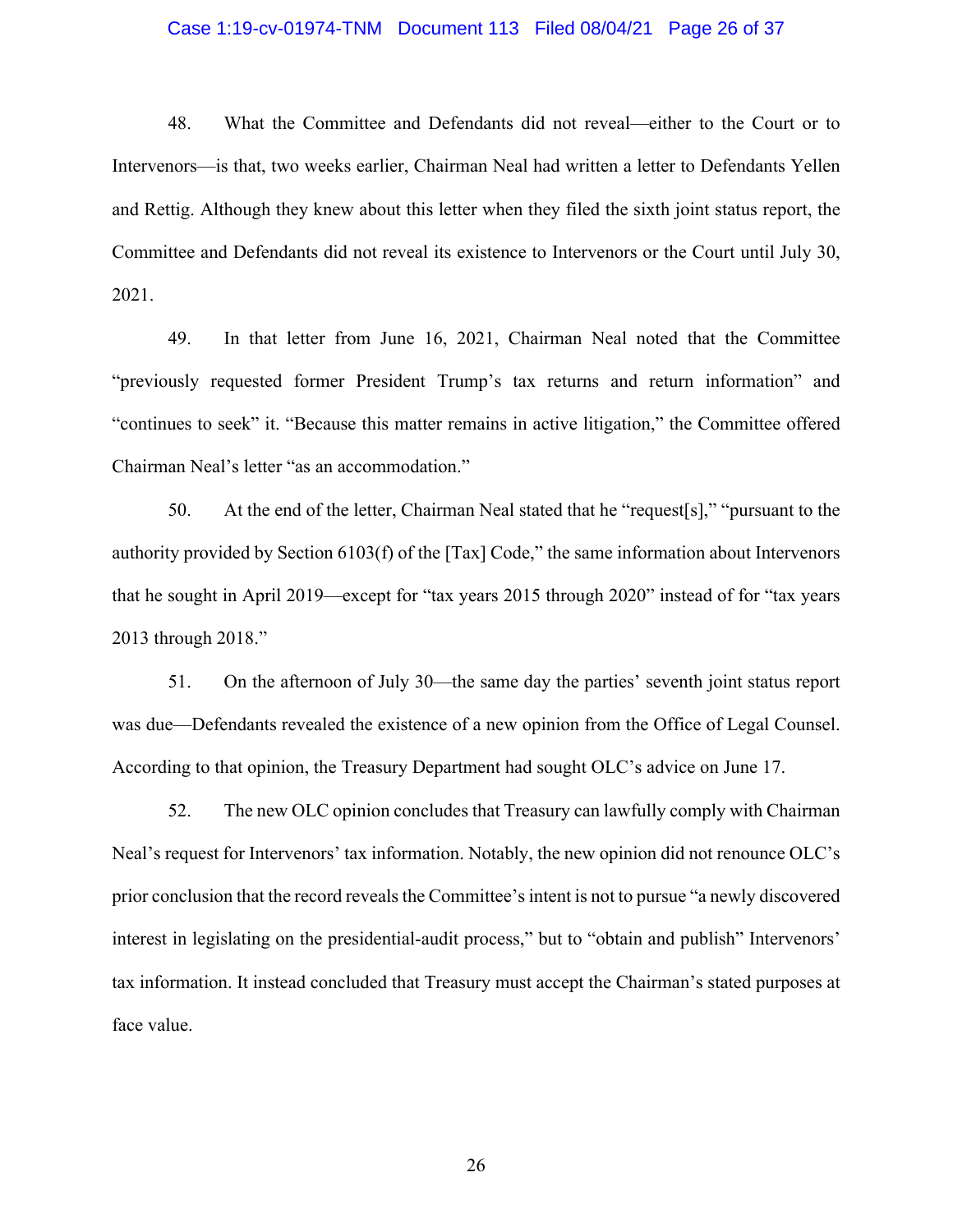48. What the Committee and Defendants did not reveal—either to the Court or to Intervenors—is that, two weeks earlier, Chairman Neal had written a letter to Defendants Yellen and Rettig. Although they knew about this letter when they filed the sixth joint status report, the Committee and Defendants did not reveal its existence to Intervenors or the Court until July 30, 2021.

49. In that letter from June 16, 2021, Chairman Neal noted that the Committee "previously requested former President Trump's tax returns and return information" and "continues to seek" it. "Because this matter remains in active litigation," the Committee offered Chairman Neal's letter "as an accommodation."

50. At the end of the letter, Chairman Neal stated that he "request[s]," "pursuant to the authority provided by Section 6103(f) of the [Tax] Code," the same information about Intervenors that he sought in April 2019—except for "tax years 2015 through 2020" instead of for "tax years 2013 through 2018."

51. On the afternoon of July 30—the same day the parties' seventh joint status report was due—Defendants revealed the existence of a new opinion from the Office of Legal Counsel. According to that opinion, the Treasury Department had sought OLC's advice on June 17.

52. The new OLC opinion concludes that Treasury can lawfully comply with Chairman Neal's request for Intervenors' tax information. Notably, the new opinion did not renounce OLC's prior conclusion that the record reveals the Committee's intent is not to pursue "a newly discovered interest in legislating on the presidential-audit process," but to "obtain and publish" Intervenors' tax information. It instead concluded that Treasury must accept the Chairman's stated purposes at face value.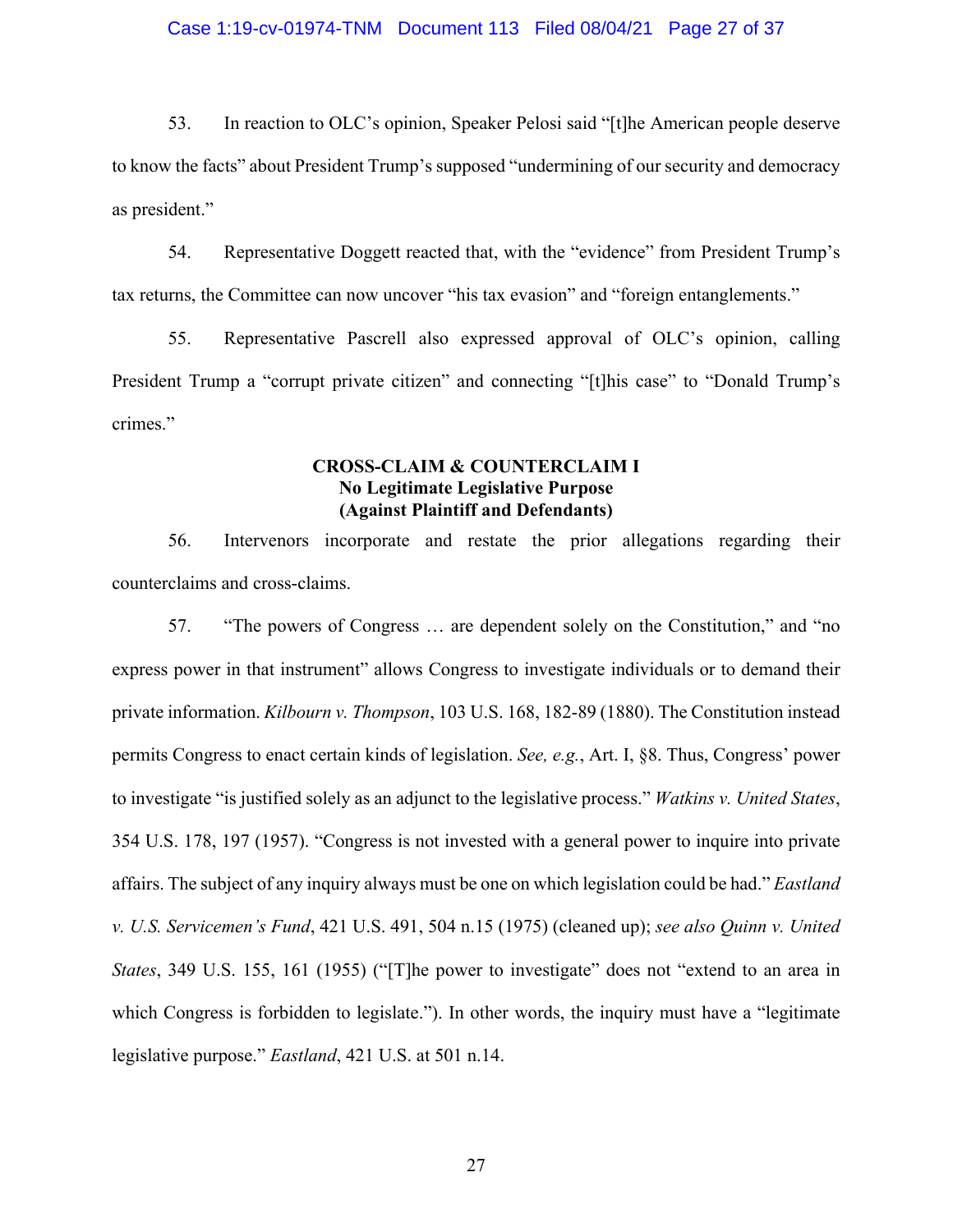53. In reaction to OLC's opinion, Speaker Pelosi said "[t]he American people deserve to know the facts" about President Trump's supposed "undermining of our security and democracy as president."

54. Representative Doggett reacted that, with the "evidence" from President Trump's tax returns, the Committee can now uncover "his tax evasion" and "foreign entanglements."

55. Representative Pascrell also expressed approval of OLC's opinion, calling President Trump a "corrupt private citizen" and connecting "[t]his case" to "Donald Trump's crimes."

**CROSS-CLAIM & COUNTERCLAIM I**
**No Legitimate Legislative Purpose**
**(Against Plaintiff and Defendants)**

56. Intervenors incorporate and restate the prior allegations regarding their counterclaims and cross-claims.

57. "The powers of Congress … are dependent solely on the Constitution," and "no express power in that instrument" allows Congress to investigate individuals or to demand their private information. *Kilbourn v. Thompson*, 103 U.S. 168, 182-89 (1880). The Constitution instead permits Congress to enact certain kinds of legislation. *See, e.g.*, Art. I, §8. Thus, Congress' power to investigate "is justified solely as an adjunct to the legislative process." *Watkins v. United States*, 354 U.S. 178, 197 (1957). "Congress is not invested with a general power to inquire into private affairs. The subject of any inquiry always must be one on which legislation could be had." *Eastland v. U.S. Servicemen's Fund*, 421 U.S. 491, 504 n.15 (1975) (cleaned up); *see also Quinn v. United States*, 349 U.S. 155, 161 (1955) ("[T]he power to investigate" does not "extend to an area in which Congress is forbidden to legislate."). In other words, the inquiry must have a "legitimate legislative purpose." *Eastland*, 421 U.S. at 501 n.14.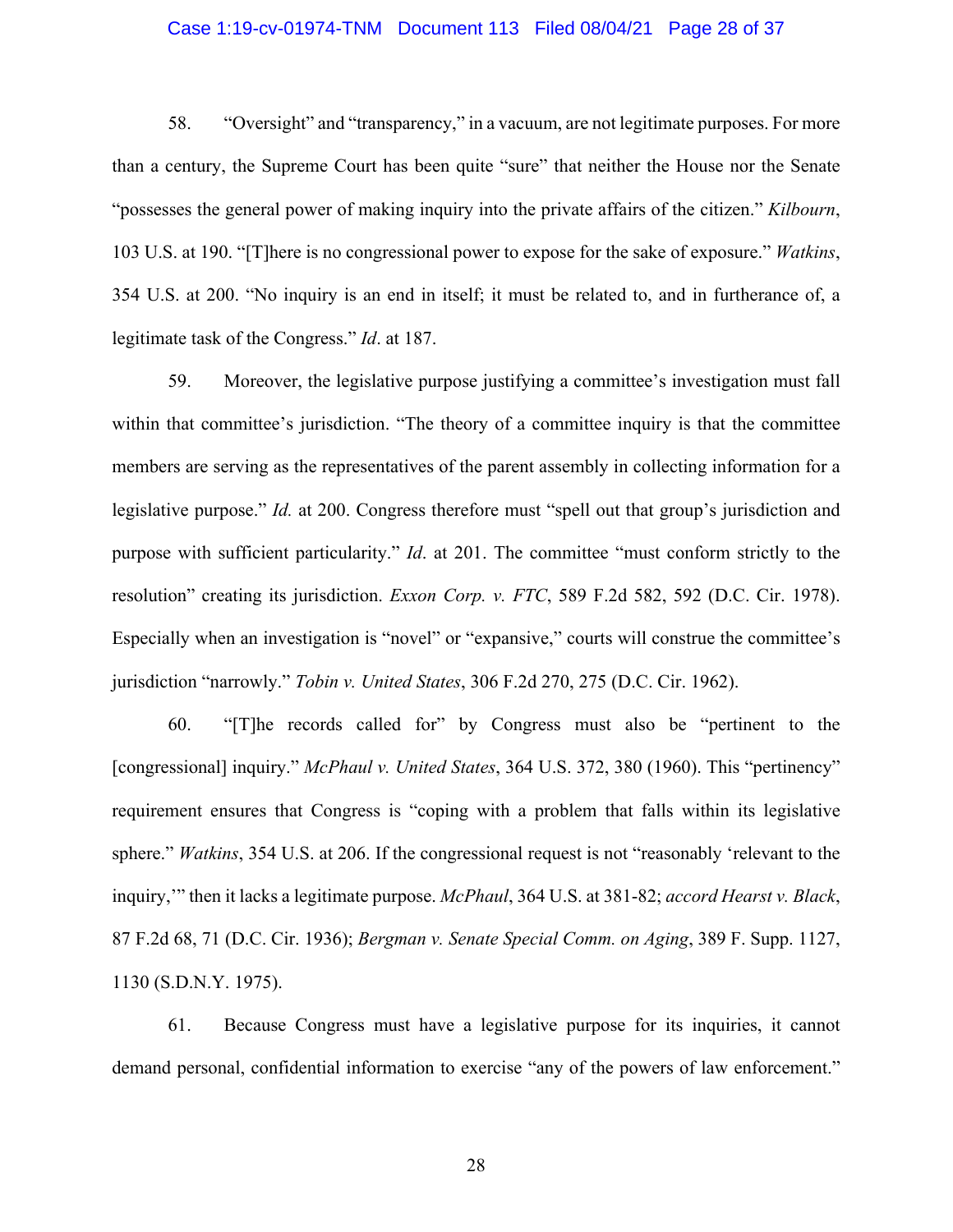58. "Oversight" and "transparency," in a vacuum, are not legitimate purposes. For more than a century, the Supreme Court has been quite "sure" that neither the House nor the Senate "possesses the general power of making inquiry into the private affairs of the citizen." *Kilbourn*, 103 U.S. at 190. "[T]here is no congressional power to expose for the sake of exposure." *Watkins*, 354 U.S. at 200. "No inquiry is an end in itself; it must be related to, and in furtherance of, a legitimate task of the Congress." *Id*. at 187.

59. Moreover, the legislative purpose justifying a committee's investigation must fall within that committee's jurisdiction. "The theory of a committee inquiry is that the committee members are serving as the representatives of the parent assembly in collecting information for a legislative purpose." *Id.* at 200. Congress therefore must "spell out that group's jurisdiction and purpose with sufficient particularity." *Id*. at 201. The committee "must conform strictly to the resolution" creating its jurisdiction. *Exxon Corp. v. FTC*, 589 F.2d 582, 592 (D.C. Cir. 1978). Especially when an investigation is "novel" or "expansive," courts will construe the committee's jurisdiction "narrowly." *Tobin v. United States*, 306 F.2d 270, 275 (D.C. Cir. 1962).

60. "[T]he records called for" by Congress must also be "pertinent to the [congressional] inquiry." *McPhaul v. United States*, 364 U.S. 372, 380 (1960). This "pertinency" requirement ensures that Congress is "coping with a problem that falls within its legislative sphere." *Watkins*, 354 U.S. at 206. If the congressional request is not "reasonably 'relevant to the inquiry,'" then it lacks a legitimate purpose. *McPhaul*, 364 U.S. at 381-82; *accord Hearst v. Black*, 87 F.2d 68, 71 (D.C. Cir. 1936); *Bergman v. Senate Special Comm. on Aging*, 389 F. Supp. 1127, 1130 (S.D.N.Y. 1975).

61. Because Congress must have a legislative purpose for its inquiries, it cannot demand personal, confidential information to exercise "any of the powers of law enforcement."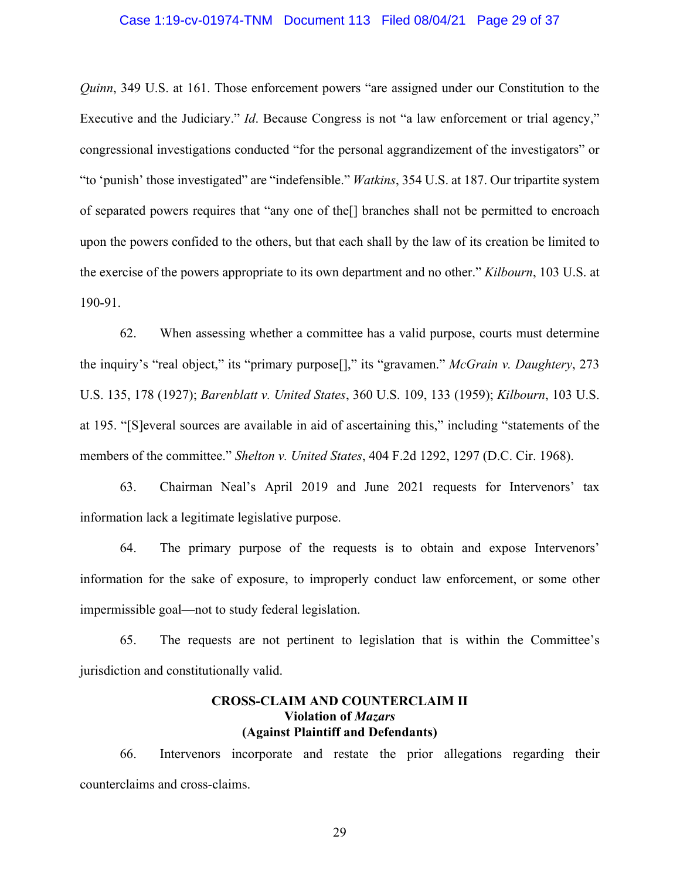*Quinn*, 349 U.S. at 161. Those enforcement powers "are assigned under our Constitution to the Executive and the Judiciary." *Id*. Because Congress is not "a law enforcement or trial agency," congressional investigations conducted "for the personal aggrandizement of the investigators" or "to 'punish' those investigated" are "indefensible." *Watkins*, 354 U.S. at 187. Our tripartite system of separated powers requires that "any one of the[] branches shall not be permitted to encroach upon the powers confided to the others, but that each shall by the law of its creation be limited to the exercise of the powers appropriate to its own department and no other." *Kilbourn*, 103 U.S. at 190-91.

62. When assessing whether a committee has a valid purpose, courts must determine the inquiry's "real object," its "primary purpose[]," its "gravamen." *McGrain v. Daughtery*, 273 U.S. 135, 178 (1927); *Barenblatt v. United States*, 360 U.S. 109, 133 (1959); *Kilbourn*, 103 U.S. at 195. "[S]everal sources are available in aid of ascertaining this," including "statements of the members of the committee." *Shelton v. United States*, 404 F.2d 1292, 1297 (D.C. Cir. 1968).

63. Chairman Neal's April 2019 and June 2021 requests for Intervenors' tax information lack a legitimate legislative purpose.

64. The primary purpose of the requests is to obtain and expose Intervenors' information for the sake of exposure, to improperly conduct law enforcement, or some other impermissible goal—not to study federal legislation.

65. The requests are not pertinent to legislation that is within the Committee's jurisdiction and constitutionally valid.

### CROSS-CLAIM AND COUNTERCLAIM II
### Violation of *Mazars*
### (Against Plaintiff and Defendants)

66. Intervenors incorporate and restate the prior allegations regarding their counterclaims and cross-claims.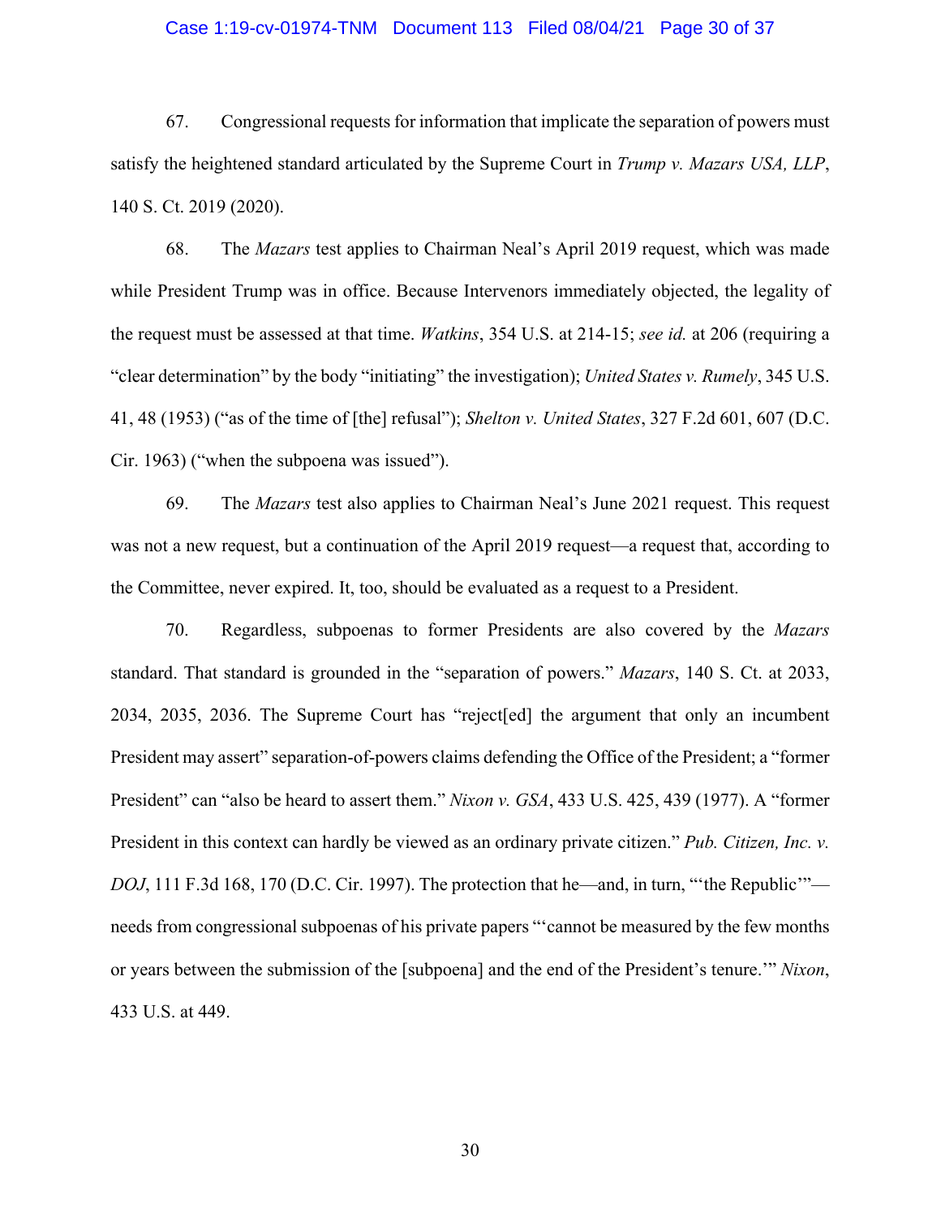67. Congressional requests for information that implicate the separation of powers must satisfy the heightened standard articulated by the Supreme Court in *Trump v. Mazars USA, LLP*, 140 S. Ct. 2019 (2020).

68. The *Mazars* test applies to Chairman Neal's April 2019 request, which was made while President Trump was in office. Because Intervenors immediately objected, the legality of the request must be assessed at that time. *Watkins*, 354 U.S. at 214-15; *see id.* at 206 (requiring a "clear determination" by the body "initiating" the investigation); *United States v. Rumely*, 345 U.S. 41, 48 (1953) ("as of the time of [the] refusal"); *Shelton v. United States*, 327 F.2d 601, 607 (D.C. Cir. 1963) ("when the subpoena was issued").

69. The *Mazars* test also applies to Chairman Neal's June 2021 request. This request was not a new request, but a continuation of the April 2019 request—a request that, according to the Committee, never expired. It, too, should be evaluated as a request to a President.

70. Regardless, subpoenas to former Presidents are also covered by the *Mazars* standard. That standard is grounded in the "separation of powers." *Mazars*, 140 S. Ct. at 2033, 2034, 2035, 2036. The Supreme Court has "reject[ed] the argument that only an incumbent President may assert" separation-of-powers claims defending the Office of the President; a "former President" can "also be heard to assert them." *Nixon v. GSA*, 433 U.S. 425, 439 (1977). A "former President in this context can hardly be viewed as an ordinary private citizen." *Pub. Citizen, Inc. v. DOJ*, 111 F.3d 168, 170 (D.C. Cir. 1997). The protection that he—and, in turn, "'the Republic'"—needs from congressional subpoenas of his private papers "'cannot be measured by the few months or years between the submission of the [subpoena] and the end of the President's tenure.'" *Nixon*, 433 U.S. at 449.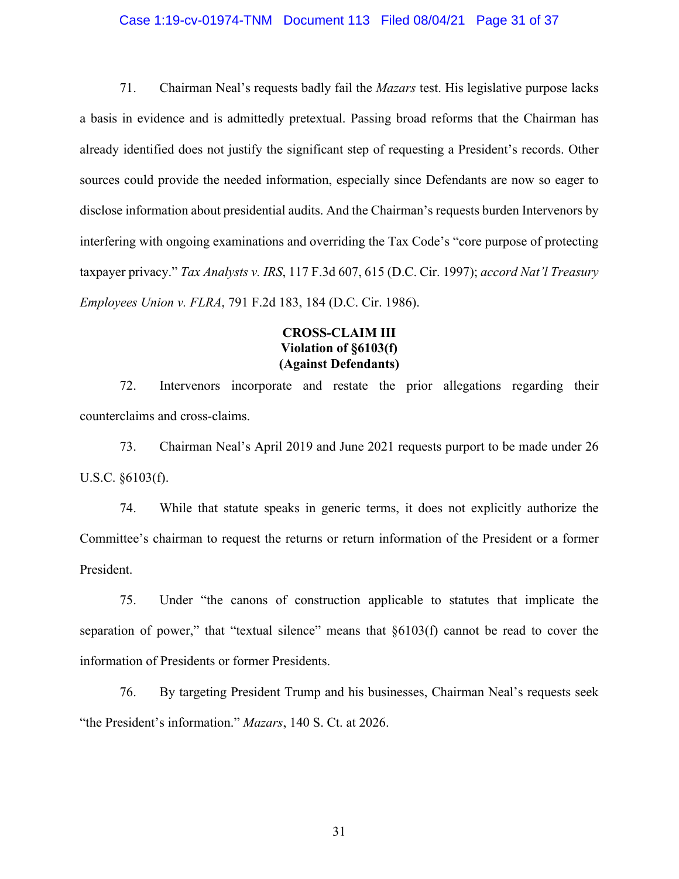71. Chairman Neal's requests badly fail the *Mazars* test. His legislative purpose lacks a basis in evidence and is admittedly pretextual. Passing broad reforms that the Chairman has already identified does not justify the significant step of requesting a President's records. Other sources could provide the needed information, especially since Defendants are now so eager to disclose information about presidential audits. And the Chairman's requests burden Intervenors by interfering with ongoing examinations and overriding the Tax Code's "core purpose of protecting taxpayer privacy." *Tax Analysts v. IRS*, 117 F.3d 607, 615 (D.C. Cir. 1997); *accord Nat'l Treasury Employees Union v. FLRA*, 791 F.2d 183, 184 (D.C. Cir. 1986).

**CROSS-CLAIM III**
**Violation of §6103(f)**
**(Against Defendants)**

72. Intervenors incorporate and restate the prior allegations regarding their counterclaims and cross-claims.

73. Chairman Neal's April 2019 and June 2021 requests purport to be made under 26 U.S.C. §6103(f).

74. While that statute speaks in generic terms, it does not explicitly authorize the Committee's chairman to request the returns or return information of the President or a former President.

75. Under "the canons of construction applicable to statutes that implicate the separation of power," that "textual silence" means that §6103(f) cannot be read to cover the information of Presidents or former Presidents.

76. By targeting President Trump and his businesses, Chairman Neal's requests seek "the President's information." *Mazars*, 140 S. Ct. at 2026.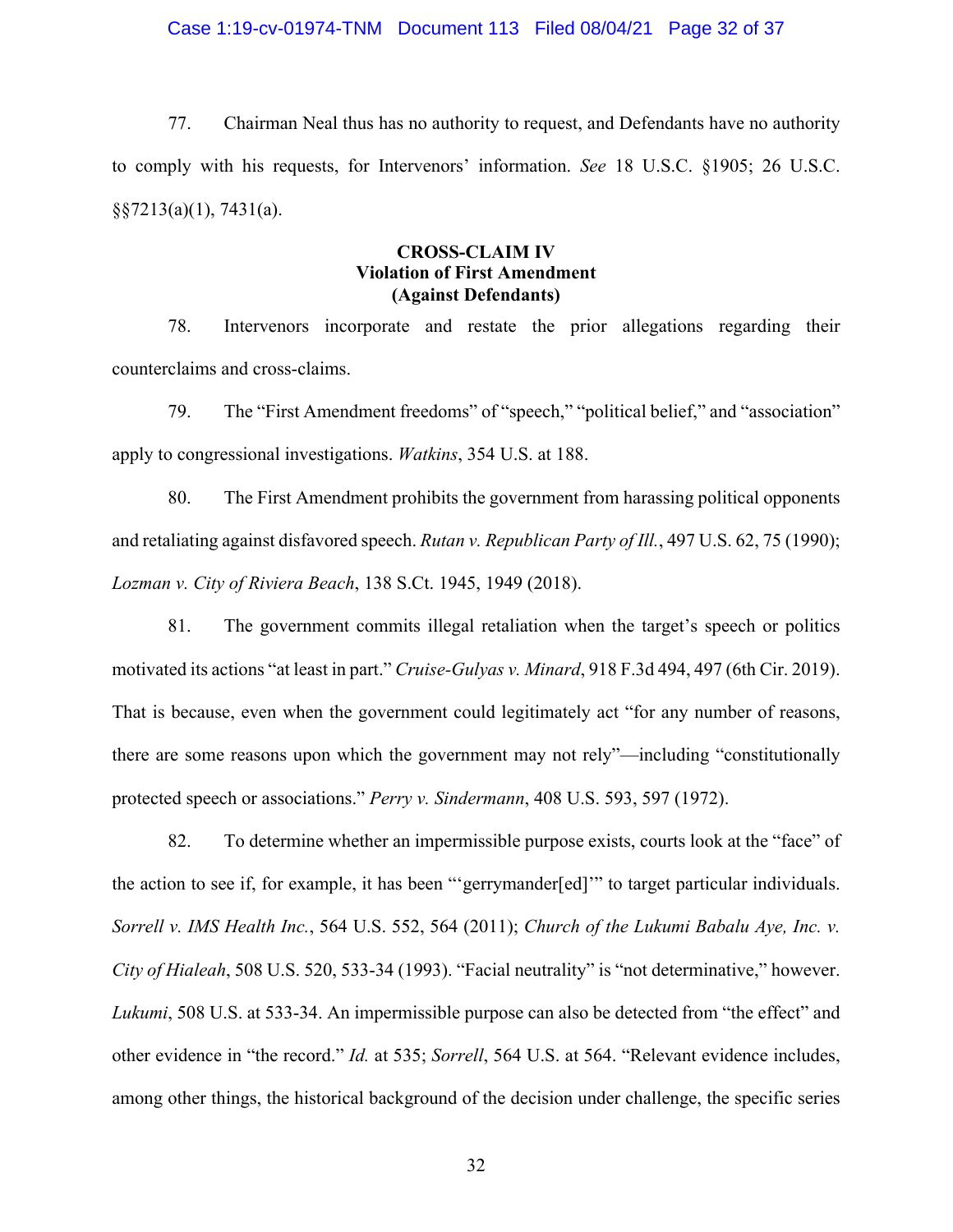77. Chairman Neal thus has no authority to request, and Defendants have no authority to comply with his requests, for Intervenors' information. *See* 18 U.S.C. §1905; 26 U.S.C. §§7213(a)(1), 7431(a).

**CROSS-CLAIM IV**
**Violation of First Amendment**
**(Against Defendants)**

78. Intervenors incorporate and restate the prior allegations regarding their counterclaims and cross-claims.

79. The "First Amendment freedoms" of "speech," "political belief," and "association" apply to congressional investigations. *Watkins*, 354 U.S. at 188.

80. The First Amendment prohibits the government from harassing political opponents and retaliating against disfavored speech. *Rutan v. Republican Party of Ill.*, 497 U.S. 62, 75 (1990); *Lozman v. City of Riviera Beach*, 138 S.Ct. 1945, 1949 (2018).

81. The government commits illegal retaliation when the target's speech or politics motivated its actions "at least in part." *Cruise-Gulyas v. Minard*, 918 F.3d 494, 497 (6th Cir. 2019). That is because, even when the government could legitimately act "for any number of reasons, there are some reasons upon which the government may not rely"—including "constitutionally protected speech or associations." *Perry v. Sindermann*, 408 U.S. 593, 597 (1972).

82. To determine whether an impermissible purpose exists, courts look at the "face" of the action to see if, for example, it has been "'gerrymander[ed]'" to target particular individuals. *Sorrell v. IMS Health Inc.*, 564 U.S. 552, 564 (2011); *Church of the Lukumi Babalu Aye, Inc. v. City of Hialeah*, 508 U.S. 520, 533-34 (1993). "Facial neutrality" is "not determinative," however. *Lukumi*, 508 U.S. at 533-34. An impermissible purpose can also be detected from "the effect" and other evidence in "the record." *Id.* at 535; *Sorrell*, 564 U.S. at 564. "Relevant evidence includes, among other things, the historical background of the decision under challenge, the specific series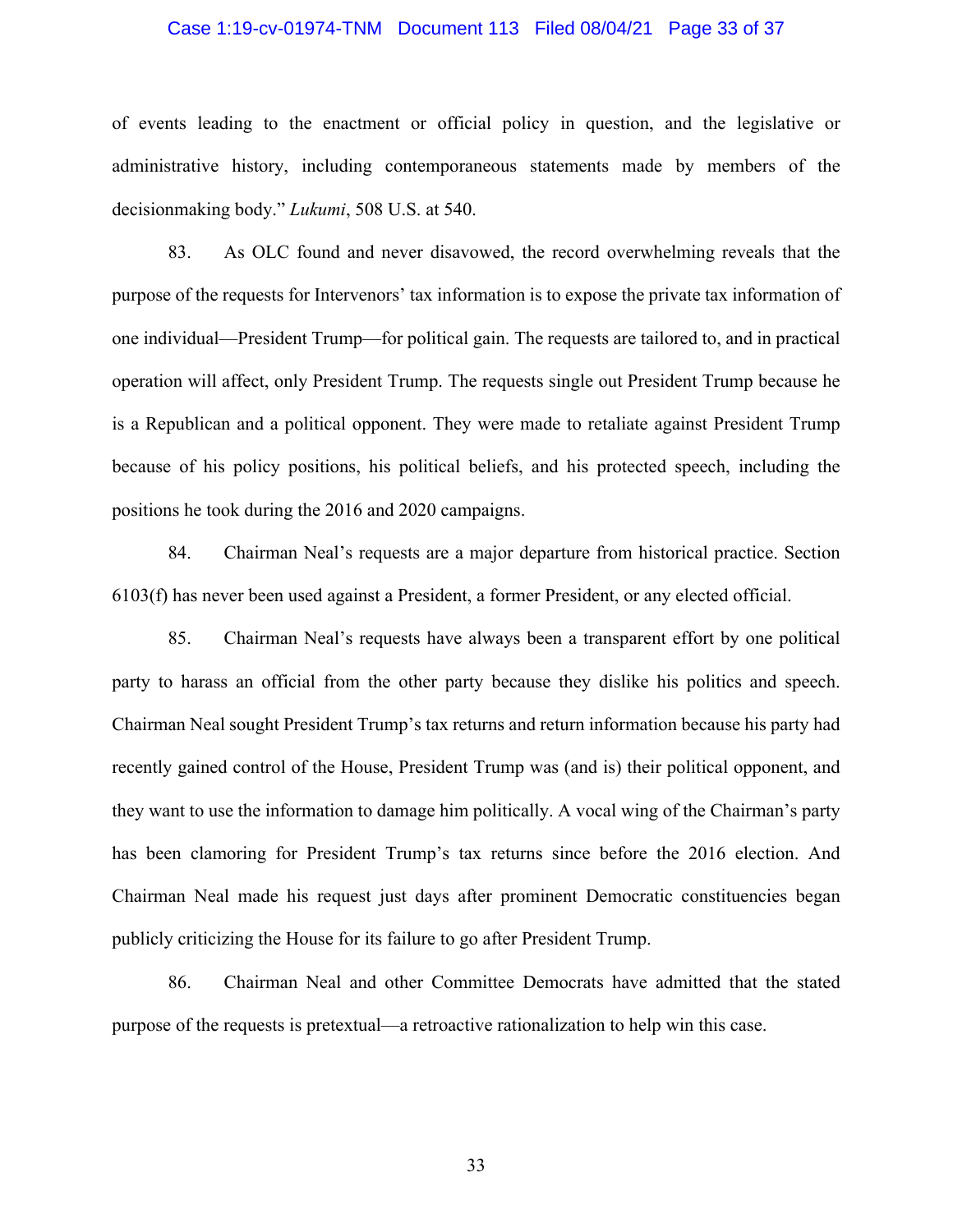of events leading to the enactment or official policy in question, and the legislative or administrative history, including contemporaneous statements made by members of the decisionmaking body." *Lukumi*, 508 U.S. at 540.

83. As OLC found and never disavowed, the record overwhelming reveals that the purpose of the requests for Intervenors' tax information is to expose the private tax information of one individual—President Trump—for political gain. The requests are tailored to, and in practical operation will affect, only President Trump. The requests single out President Trump because he is a Republican and a political opponent. They were made to retaliate against President Trump because of his policy positions, his political beliefs, and his protected speech, including the positions he took during the 2016 and 2020 campaigns.

84. Chairman Neal's requests are a major departure from historical practice. Section 6103(f) has never been used against a President, a former President, or any elected official.

85. Chairman Neal's requests have always been a transparent effort by one political party to harass an official from the other party because they dislike his politics and speech. Chairman Neal sought President Trump's tax returns and return information because his party had recently gained control of the House, President Trump was (and is) their political opponent, and they want to use the information to damage him politically. A vocal wing of the Chairman's party has been clamoring for President Trump's tax returns since before the 2016 election. And Chairman Neal made his request just days after prominent Democratic constituencies began publicly criticizing the House for its failure to go after President Trump.

86. Chairman Neal and other Committee Democrats have admitted that the stated purpose of the requests is pretextual—a retroactive rationalization to help win this case.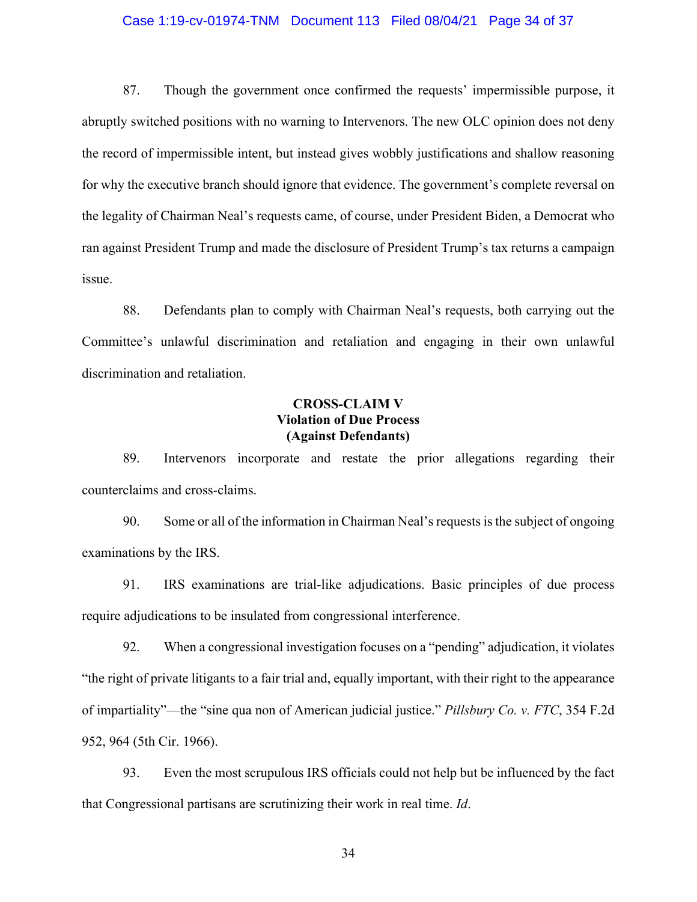87. Though the government once confirmed the requests' impermissible purpose, it abruptly switched positions with no warning to Intervenors. The new OLC opinion does not deny the record of impermissible intent, but instead gives wobbly justifications and shallow reasoning for why the executive branch should ignore that evidence. The government's complete reversal on the legality of Chairman Neal's requests came, of course, under President Biden, a Democrat who ran against President Trump and made the disclosure of President Trump's tax returns a campaign issue.

88. Defendants plan to comply with Chairman Neal's requests, both carrying out the Committee's unlawful discrimination and retaliation and engaging in their own unlawful discrimination and retaliation.

**CROSS-CLAIM V**
**Violation of Due Process**
**(Against Defendants)**

89. Intervenors incorporate and restate the prior allegations regarding their counterclaims and cross-claims.

90. Some or all of the information in Chairman Neal's requests is the subject of ongoing examinations by the IRS.

91. IRS examinations are trial-like adjudications. Basic principles of due process require adjudications to be insulated from congressional interference.

92. When a congressional investigation focuses on a "pending" adjudication, it violates "the right of private litigants to a fair trial and, equally important, with their right to the appearance of impartiality"—the "sine qua non of American judicial justice." *Pillsbury Co. v. FTC*, 354 F.2d 952, 964 (5th Cir. 1966).

93. Even the most scrupulous IRS officials could not help but be influenced by the fact that Congressional partisans are scrutinizing their work in real time. *Id*.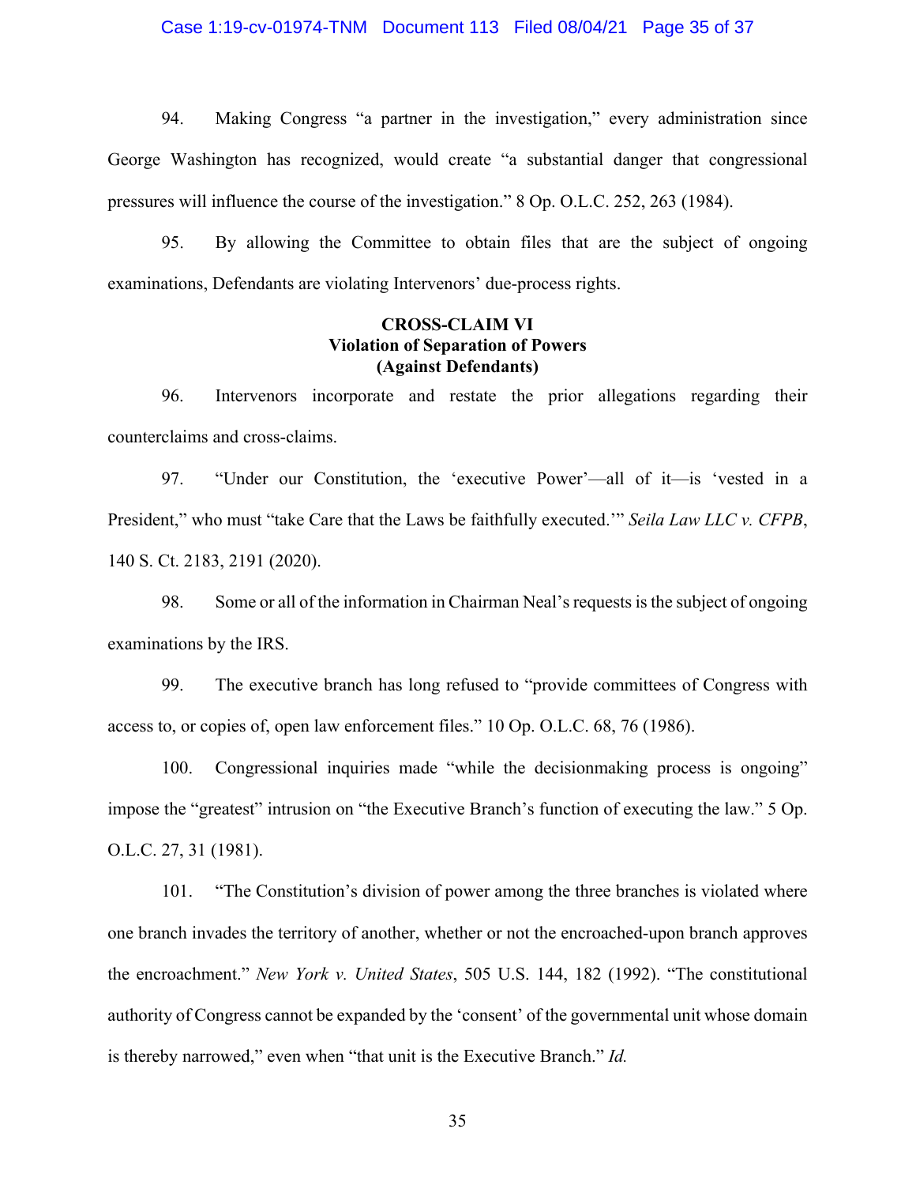94. Making Congress "a partner in the investigation," every administration since George Washington has recognized, would create "a substantial danger that congressional pressures will influence the course of the investigation." 8 Op. O.L.C. 252, 263 (1984).

95. By allowing the Committee to obtain files that are the subject of ongoing examinations, Defendants are violating Intervenors' due-process rights.

**CROSS-CLAIM VI**
**Violation of Separation of Powers**
**(Against Defendants)**

96. Intervenors incorporate and restate the prior allegations regarding their counterclaims and cross-claims.

97. "Under our Constitution, the 'executive Power'—all of it—is 'vested in a President,' who must 'take Care that the Laws be faithfully executed.'" *Seila Law LLC v. CFPB*, 140 S. Ct. 2183, 2191 (2020).

98. Some or all of the information in Chairman Neal's requests is the subject of ongoing examinations by the IRS.

99. The executive branch has long refused to "provide committees of Congress with access to, or copies of, open law enforcement files." 10 Op. O.L.C. 68, 76 (1986).

100. Congressional inquiries made "while the decisionmaking process is ongoing" impose the "greatest" intrusion on "the Executive Branch's function of executing the law." 5 Op. O.L.C. 27, 31 (1981).

101. "The Constitution's division of power among the three branches is violated where one branch invades the territory of another, whether or not the encroached-upon branch approves the encroachment." *New York v. United States*, 505 U.S. 144, 182 (1992). "The constitutional authority of Congress cannot be expanded by the 'consent' of the governmental unit whose domain is thereby narrowed," even when "that unit is the Executive Branch." *Id.*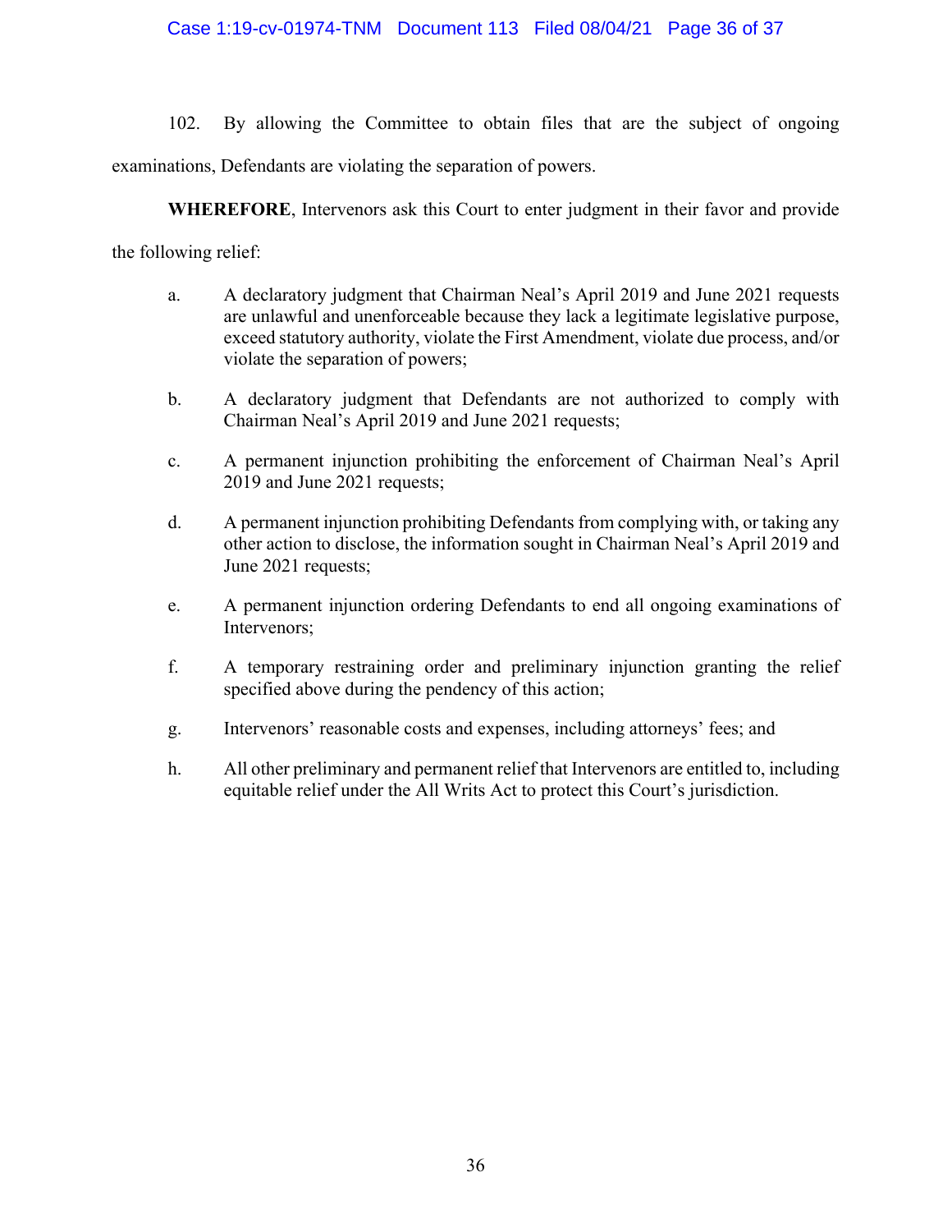102. By allowing the Committee to obtain files that are the subject of ongoing examinations, Defendants are violating the separation of powers.

**WHEREFORE**, Intervenors ask this Court to enter judgment in their favor and provide the following relief:

a. A declaratory judgment that Chairman Neal's April 2019 and June 2021 requests are unlawful and unenforceable because they lack a legitimate legislative purpose, exceed statutory authority, violate the First Amendment, violate due process, and/or violate the separation of powers;

b. A declaratory judgment that Defendants are not authorized to comply with Chairman Neal's April 2019 and June 2021 requests;

c. A permanent injunction prohibiting the enforcement of Chairman Neal's April 2019 and June 2021 requests;

d. A permanent injunction prohibiting Defendants from complying with, or taking any other action to disclose, the information sought in Chairman Neal's April 2019 and June 2021 requests;

e. A permanent injunction ordering Defendants to end all ongoing examinations of Intervenors;

f. A temporary restraining order and preliminary injunction granting the relief specified above during the pendency of this action;

g. Intervenors' reasonable costs and expenses, including attorneys' fees; and

h. All other preliminary and permanent relief that Intervenors are entitled to, including equitable relief under the All Writs Act to protect this Court's jurisdiction.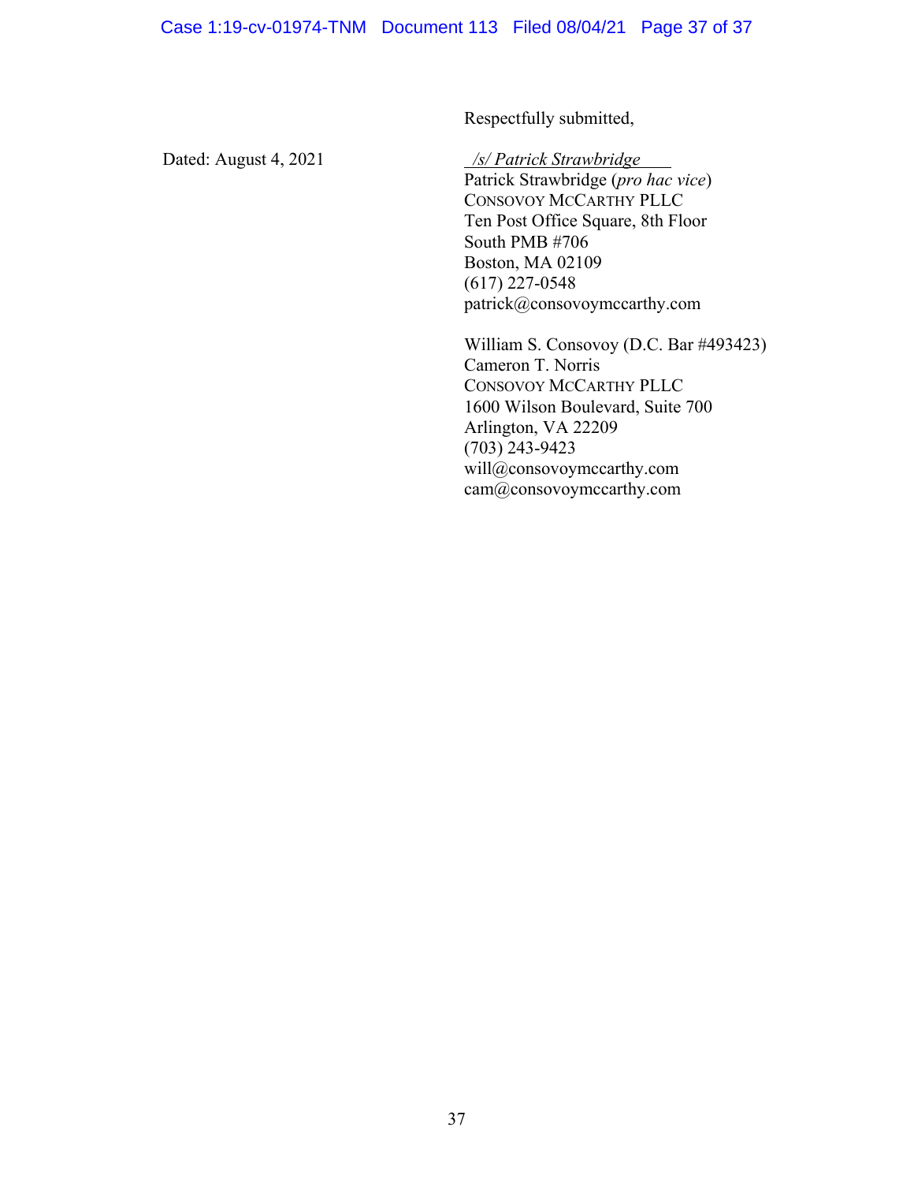Respectfully submitted,

Dated: August 4, 2021

*/s/ Patrick Strawbridge*
Patrick Strawbridge (*pro hac vice*)
CONSOVOY MCCARTHY PLLC
Ten Post Office Square, 8th Floor
South PMB #706
Boston, MA 02109
(617) 227-0548
patrick@consovoymccarthy.com

William S. Consovoy (D.C. Bar #493423)
Cameron T. Norris
CONSOVOY MCCARTHY PLLC
1600 Wilson Boulevard, Suite 700
Arlington, VA 22209
(703) 243-9423
will@consovoymccarthy.com
cam@consovoymccarthy.com